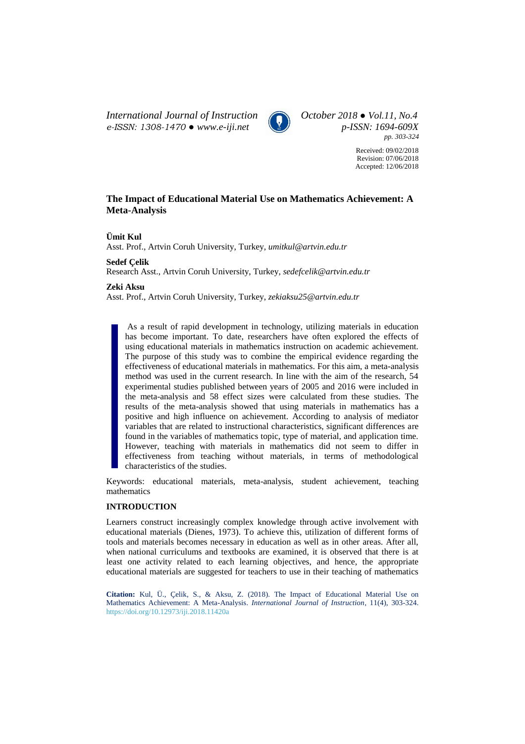Received: 09/02/2018
Revision: 07/06/2018
Accepted: 12/06/2018

# The Impact of Educational Material Use on Mathematics Achievement: A Meta-Analysis

**Ümit Kul**
Asst. Prof., Artvin Coruh University, Turkey, *umitkul@artvin.edu.tr*

**Sedef Çelik**
Research Asst., Artvin Coruh University, Turkey, *sedefcelik@artvin.edu.tr*

**Zeki Aksu**
Asst. Prof., Artvin Coruh University, Turkey, *zekiaksu25@artvin.edu.tr*

As a result of rapid development in technology, utilizing materials in education has become important. To date, researchers have often explored the effects of using educational materials in mathematics instruction on academic achievement. The purpose of this study was to combine the empirical evidence regarding the effectiveness of educational materials in mathematics. For this aim, a meta-analysis method was used in the current research. In line with the aim of the research, 54 experimental studies published between years of 2005 and 2016 were included in the meta-analysis and 58 effect sizes were calculated from these studies. The results of the meta-analysis showed that using materials in mathematics has a positive and high influence on achievement. According to analysis of mediator variables that are related to instructional characteristics, significant differences are found in the variables of mathematics topic, type of material, and application time. However, teaching with materials in mathematics did not seem to differ in effectiveness from teaching without materials, in terms of methodological characteristics of the studies.

Keywords: educational materials, meta-analysis, student achievement, teaching mathematics

## INTRODUCTION

Learners construct increasingly complex knowledge through active involvement with educational materials (Dienes, 1973). To achieve this, utilization of different forms of tools and materials becomes necessary in education as well as in other areas. After all, when national curriculums and textbooks are examined, it is observed that there is at least one activity related to each learning objectives, and hence, the appropriate educational materials are suggested for teachers to use in their teaching of mathematics

**Citation:** Kul, Ü., Çelik, S., & Aksu, Z. (2018). The Impact of Educational Material Use on Mathematics Achievement: A Meta-Analysis. *International Journal of Instruction*, 11(4), 303-324. https://doi.org/10.12973/iji.2018.11420a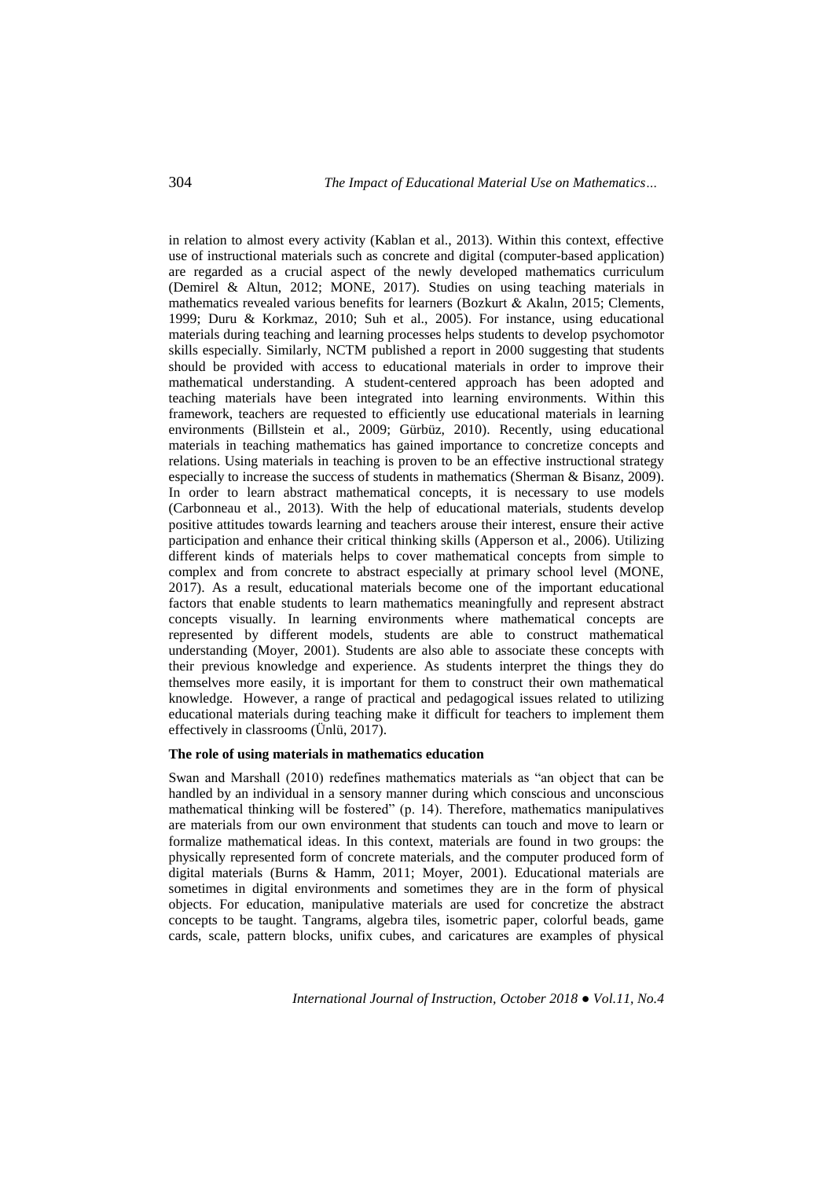in relation to almost every activity (Kablan et al., 2013). Within this context, effective use of instructional materials such as concrete and digital (computer-based application) are regarded as a crucial aspect of the newly developed mathematics curriculum (Demirel & Altun, 2012; MONE, 2017). Studies on using teaching materials in mathematics revealed various benefits for learners (Bozkurt & Akalın, 2015; Clements, 1999; Duru & Korkmaz, 2010; Suh et al., 2005). For instance, using educational materials during teaching and learning processes helps students to develop psychomotor skills especially. Similarly, NCTM published a report in 2000 suggesting that students should be provided with access to educational materials in order to improve their mathematical understanding. A student-centered approach has been adopted and teaching materials have been integrated into learning environments. Within this framework, teachers are requested to efficiently use educational materials in learning environments (Billstein et al., 2009; Gürbüz, 2010). Recently, using educational materials in teaching mathematics has gained importance to concretize concepts and relations. Using materials in teaching is proven to be an effective instructional strategy especially to increase the success of students in mathematics (Sherman & Bisanz, 2009). In order to learn abstract mathematical concepts, it is necessary to use models (Carbonneau et al., 2013). With the help of educational materials, students develop positive attitudes towards learning and teachers arouse their interest, ensure their active participation and enhance their critical thinking skills (Apperson et al., 2006). Utilizing different kinds of materials helps to cover mathematical concepts from simple to complex and from concrete to abstract especially at primary school level (MONE, 2017). As a result, educational materials become one of the important educational factors that enable students to learn mathematics meaningfully and represent abstract concepts visually. In learning environments where mathematical concepts are represented by different models, students are able to construct mathematical understanding (Moyer, 2001). Students are also able to associate these concepts with their previous knowledge and experience. As students interpret the things they do themselves more easily, it is important for them to construct their own mathematical knowledge. However, a range of practical and pedagogical issues related to utilizing educational materials during teaching make it difficult for teachers to implement them effectively in classrooms (Ünlü, 2017).

**The role of using materials in mathematics education**

Swan and Marshall (2010) redefines mathematics materials as "an object that can be handled by an individual in a sensory manner during which conscious and unconscious mathematical thinking will be fostered" (p. 14). Therefore, mathematics manipulatives are materials from our own environment that students can touch and move to learn or formalize mathematical ideas. In this context, materials are found in two groups: the physically represented form of concrete materials, and the computer produced form of digital materials (Burns & Hamm, 2011; Moyer, 2001). Educational materials are sometimes in digital environments and sometimes they are in the form of physical objects. For education, manipulative materials are used for concretize the abstract concepts to be taught. Tangrams, algebra tiles, isometric paper, colorful beads, game cards, scale, pattern blocks, unifix cubes, and caricatures are examples of physical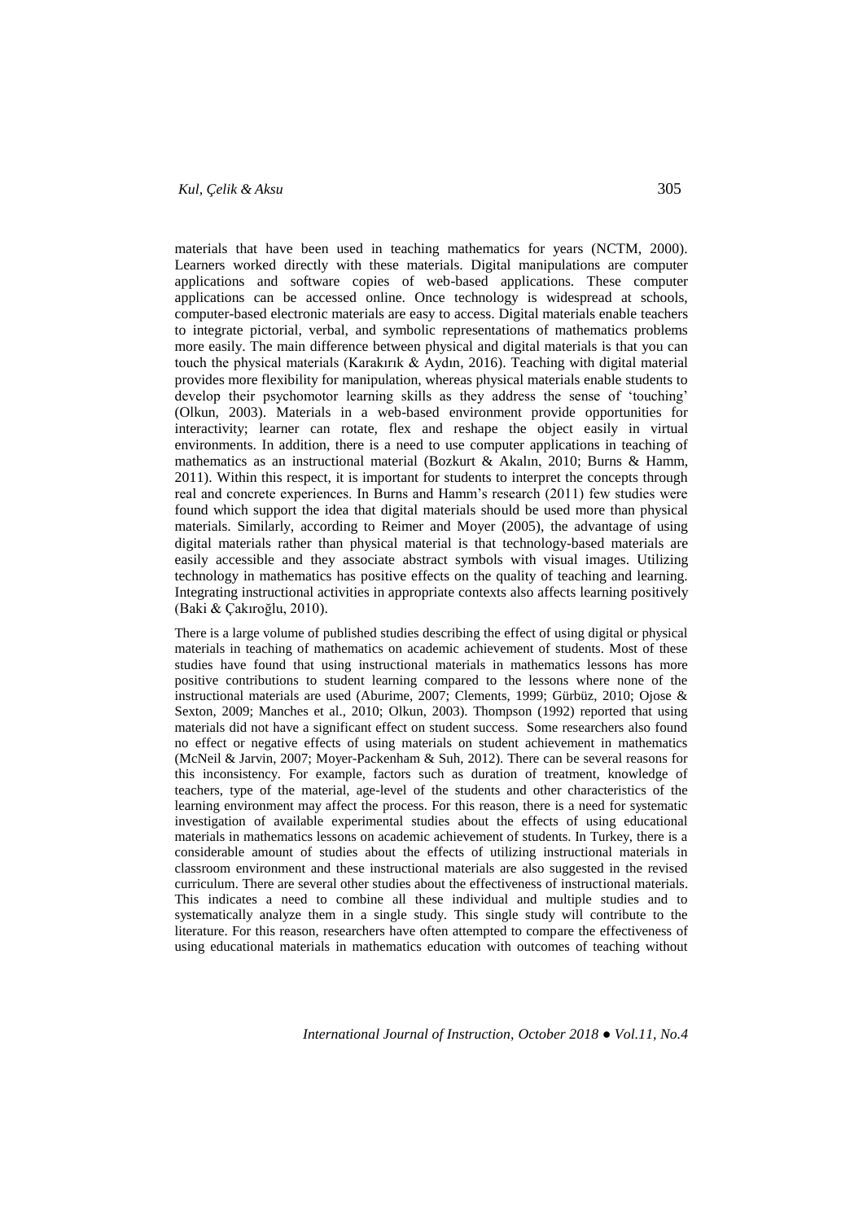materials that have been used in teaching mathematics for years (NCTM, 2000). Learners worked directly with these materials. Digital manipulations are computer applications and software copies of web-based applications. These computer applications can be accessed online. Once technology is widespread at schools, computer-based electronic materials are easy to access. Digital materials enable teachers to integrate pictorial, verbal, and symbolic representations of mathematics problems more easily. The main difference between physical and digital materials is that you can touch the physical materials (Karakırık & Aydın, 2016). Teaching with digital material provides more flexibility for manipulation, whereas physical materials enable students to develop their psychomotor learning skills as they address the sense of 'touching' (Olkun, 2003). Materials in a web-based environment provide opportunities for interactivity; learner can rotate, flex and reshape the object easily in virtual environments. In addition, there is a need to use computer applications in teaching of mathematics as an instructional material (Bozkurt & Akalın, 2010; Burns & Hamm, 2011). Within this respect, it is important for students to interpret the concepts through real and concrete experiences. In Burns and Hamm's research (2011) few studies were found which support the idea that digital materials should be used more than physical materials. Similarly, according to Reimer and Moyer (2005), the advantage of using digital materials rather than physical material is that technology-based materials are easily accessible and they associate abstract symbols with visual images. Utilizing technology in mathematics has positive effects on the quality of teaching and learning. Integrating instructional activities in appropriate contexts also affects learning positively (Baki & Çakıroğlu, 2010).

There is a large volume of published studies describing the effect of using digital or physical materials in teaching of mathematics on academic achievement of students. Most of these studies have found that using instructional materials in mathematics lessons has more positive contributions to student learning compared to the lessons where none of the instructional materials are used (Aburime, 2007; Clements, 1999; Gürbüz, 2010; Ojose & Sexton, 2009; Manches et al., 2010; Olkun, 2003). Thompson (1992) reported that using materials did not have a significant effect on student success. Some researchers also found no effect or negative effects of using materials on student achievement in mathematics (McNeil & Jarvin, 2007; Moyer-Packenham & Suh, 2012). There can be several reasons for this inconsistency. For example, factors such as duration of treatment, knowledge of teachers, type of the material, age-level of the students and other characteristics of the learning environment may affect the process. For this reason, there is a need for systematic investigation of available experimental studies about the effects of using educational materials in mathematics lessons on academic achievement of students. In Turkey, there is a considerable amount of studies about the effects of utilizing instructional materials in classroom environment and these instructional materials are also suggested in the revised curriculum. There are several other studies about the effectiveness of instructional materials. This indicates a need to combine all these individual and multiple studies and to systematically analyze them in a single study. This single study will contribute to the literature. For this reason, researchers have often attempted to compare the effectiveness of using educational materials in mathematics education with outcomes of teaching without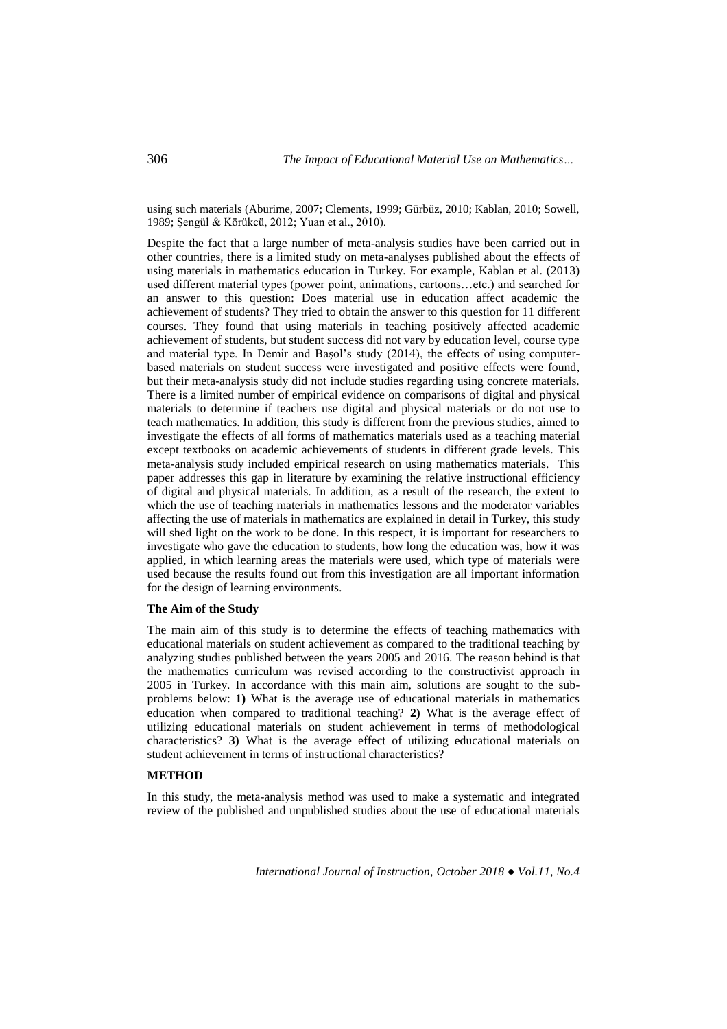using such materials (Aburime, 2007; Clements, 1999; Gürbüz, 2010; Kablan, 2010; Sowell, 1989; Şengül & Körükcü, 2012; Yuan et al., 2010).

Despite the fact that a large number of meta-analysis studies have been carried out in other countries, there is a limited study on meta-analyses published about the effects of using materials in mathematics education in Turkey. For example, Kablan et al. (2013) used different material types (power point, animations, cartoons…etc.) and searched for an answer to this question: Does material use in education affect academic the achievement of students? They tried to obtain the answer to this question for 11 different courses. They found that using materials in teaching positively affected academic achievement of students, but student success did not vary by education level, course type and material type. In Demir and Başol's study (2014), the effects of using computer-based materials on student success were investigated and positive effects were found, but their meta-analysis study did not include studies regarding using concrete materials. There is a limited number of empirical evidence on comparisons of digital and physical materials to determine if teachers use digital and physical materials or do not use to teach mathematics. In addition, this study is different from the previous studies, aimed to investigate the effects of all forms of mathematics materials used as a teaching material except textbooks on academic achievements of students in different grade levels. This meta-analysis study included empirical research on using mathematics materials. This paper addresses this gap in literature by examining the relative instructional efficiency of digital and physical materials. In addition, as a result of the research, the extent to which the use of teaching materials in mathematics lessons and the moderator variables affecting the use of materials in mathematics are explained in detail in Turkey, this study will shed light on the work to be done. In this respect, it is important for researchers to investigate who gave the education to students, how long the education was, how it was applied, in which learning areas the materials were used, which type of materials were used because the results found out from this investigation are all important information for the design of learning environments.

### The Aim of the Study

The main aim of this study is to determine the effects of teaching mathematics with educational materials on student achievement as compared to the traditional teaching by analyzing studies published between the years 2005 and 2016. The reason behind is that the mathematics curriculum was revised according to the constructivist approach in 2005 in Turkey. In accordance with this main aim, solutions are sought to the sub-problems below: **1)** What is the average use of educational materials in mathematics education when compared to traditional teaching? **2)** What is the average effect of utilizing educational materials on student achievement in terms of methodological characteristics? **3)** What is the average effect of utilizing educational materials on student achievement in terms of instructional characteristics?

## METHOD

In this study, the meta-analysis method was used to make a systematic and integrated review of the published and unpublished studies about the use of educational materials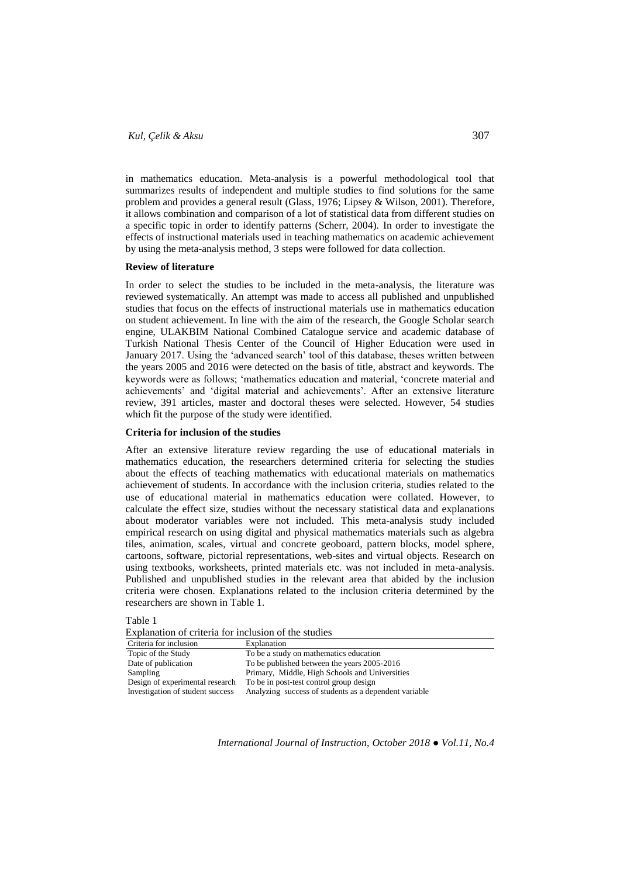in mathematics education. Meta-analysis is a powerful methodological tool that summarizes results of independent and multiple studies to find solutions for the same problem and provides a general result (Glass, 1976; Lipsey & Wilson, 2001). Therefore, it allows combination and comparison of a lot of statistical data from different studies on a specific topic in order to identify patterns (Scherr, 2004). In order to investigate the effects of instructional materials used in teaching mathematics on academic achievement by using the meta-analysis method, 3 steps were followed for data collection.

### Review of literature

In order to select the studies to be included in the meta-analysis, the literature was reviewed systematically. An attempt was made to access all published and unpublished studies that focus on the effects of instructional materials use in mathematics education on student achievement. In line with the aim of the research, the Google Scholar search engine, ULAKBIM National Combined Catalogue service and academic database of Turkish National Thesis Center of the Council of Higher Education were used in January 2017. Using the 'advanced search' tool of this database, theses written between the years 2005 and 2016 were detected on the basis of title, abstract and keywords. The keywords were as follows; 'mathematics education and material, 'concrete material and achievements' and 'digital material and achievements'. After an extensive literature review, 391 articles, master and doctoral theses were selected. However, 54 studies which fit the purpose of the study were identified.

### Criteria for inclusion of the studies

After an extensive literature review regarding the use of educational materials in mathematics education, the researchers determined criteria for selecting the studies about the effects of teaching mathematics with educational materials on mathematics achievement of students. In accordance with the inclusion criteria, studies related to the use of educational material in mathematics education were collated. However, to calculate the effect size, studies without the necessary statistical data and explanations about moderator variables were not included. This meta-analysis study included empirical research on using digital and physical mathematics materials such as algebra tiles, animation, scales, virtual and concrete geoboard, pattern blocks, model sphere, cartoons, software, pictorial representations, web-sites and virtual objects. Research on using textbooks, worksheets, printed materials etc. was not included in meta-analysis. Published and unpublished studies in the relevant area that abided by the inclusion criteria were chosen. Explanations related to the inclusion criteria determined by the researchers are shown in Table 1.

Table 1

Explanation of criteria for inclusion of the studies

| Criteria for inclusion | Explanation |
|---|---|
| Topic of the Study | To be a study on mathematics education |
| Date of publication | To be published between the years 2005-2016 |
| Sampling | Primary, Middle, High Schools and Universities |
| Design of experimental research | To be in post-test control group design |
| Investigation of student success | Analyzing success of students as a dependent variable |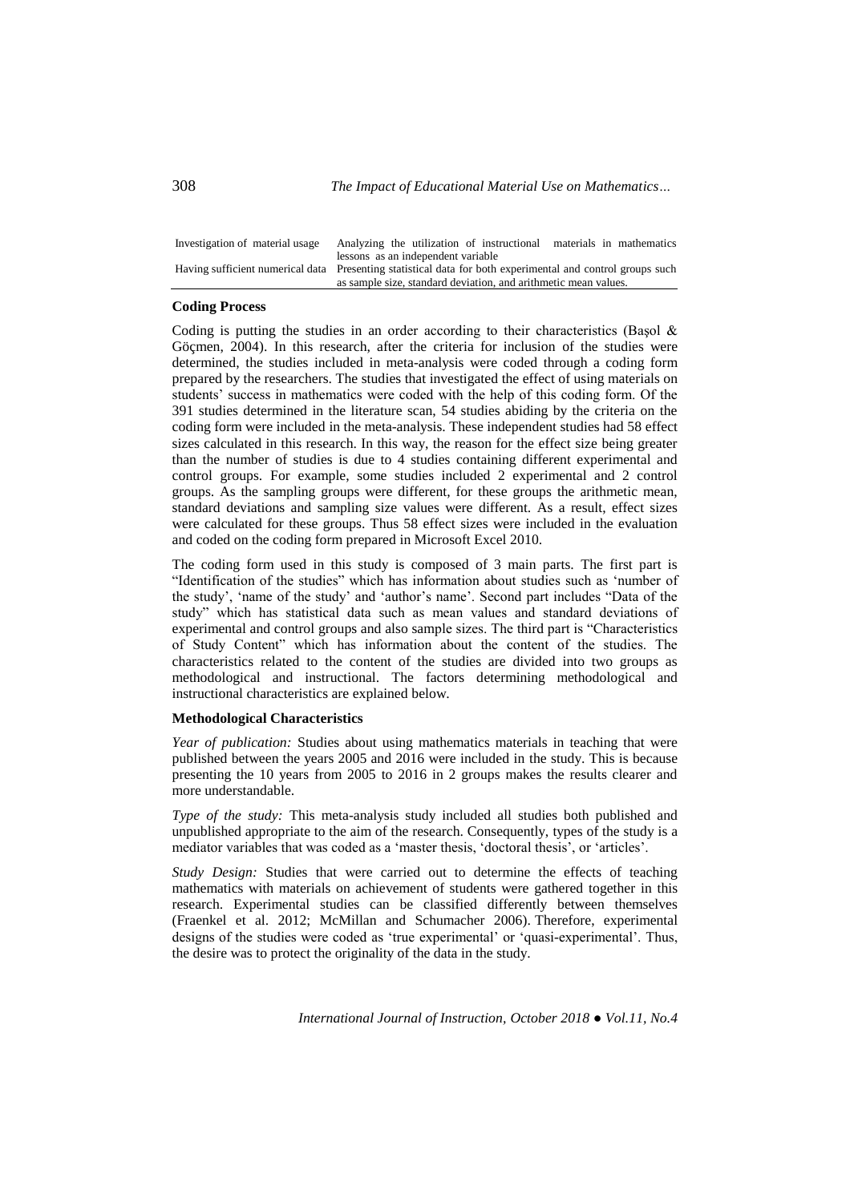| | |
|---|---|
| Investigation of material usage | Analyzing the utilization of instructional materials in mathematics lessons as an independent variable |
| Having sufficient numerical data | Presenting statistical data for both experimental and control groups such as sample size, standard deviation, and arithmetic mean values. |

**Coding Process**

Coding is putting the studies in an order according to their characteristics (Başol & Göçmen, 2004). In this research, after the criteria for inclusion of the studies were determined, the studies included in meta-analysis were coded through a coding form prepared by the researchers. The studies that investigated the effect of using materials on students' success in mathematics were coded with the help of this coding form. Of the 391 studies determined in the literature scan, 54 studies abiding by the criteria on the coding form were included in the meta-analysis. These independent studies had 58 effect sizes calculated in this research. In this way, the reason for the effect size being greater than the number of studies is due to 4 studies containing different experimental and control groups. For example, some studies included 2 experimental and 2 control groups. As the sampling groups were different, for these groups the arithmetic mean, standard deviations and sampling size values were different. As a result, effect sizes were calculated for these groups. Thus 58 effect sizes were included in the evaluation and coded on the coding form prepared in Microsoft Excel 2010.

The coding form used in this study is composed of 3 main parts. The first part is "Identification of the studies" which has information about studies such as 'number of the study', 'name of the study' and 'author's name'. Second part includes "Data of the study" which has statistical data such as mean values and standard deviations of experimental and control groups and also sample sizes. The third part is "Characteristics of Study Content" which has information about the content of the studies. The characteristics related to the content of the studies are divided into two groups as methodological and instructional. The factors determining methodological and instructional characteristics are explained below.

**Methodological Characteristics**

*Year of publication:* Studies about using mathematics materials in teaching that were published between the years 2005 and 2016 were included in the study. This is because presenting the 10 years from 2005 to 2016 in 2 groups makes the results clearer and more understandable.

*Type of the study:* This meta-analysis study included all studies both published and unpublished appropriate to the aim of the research. Consequently, types of the study is a mediator variables that was coded as a 'master thesis, 'doctoral thesis', or 'articles'.

*Study Design:* Studies that were carried out to determine the effects of teaching mathematics with materials on achievement of students were gathered together in this research. Experimental studies can be classified differently between themselves (Fraenkel et al. 2012; McMillan and Schumacher 2006). Therefore, experimental designs of the studies were coded as 'true experimental' or 'quasi-experimental'. Thus, the desire was to protect the originality of the data in the study.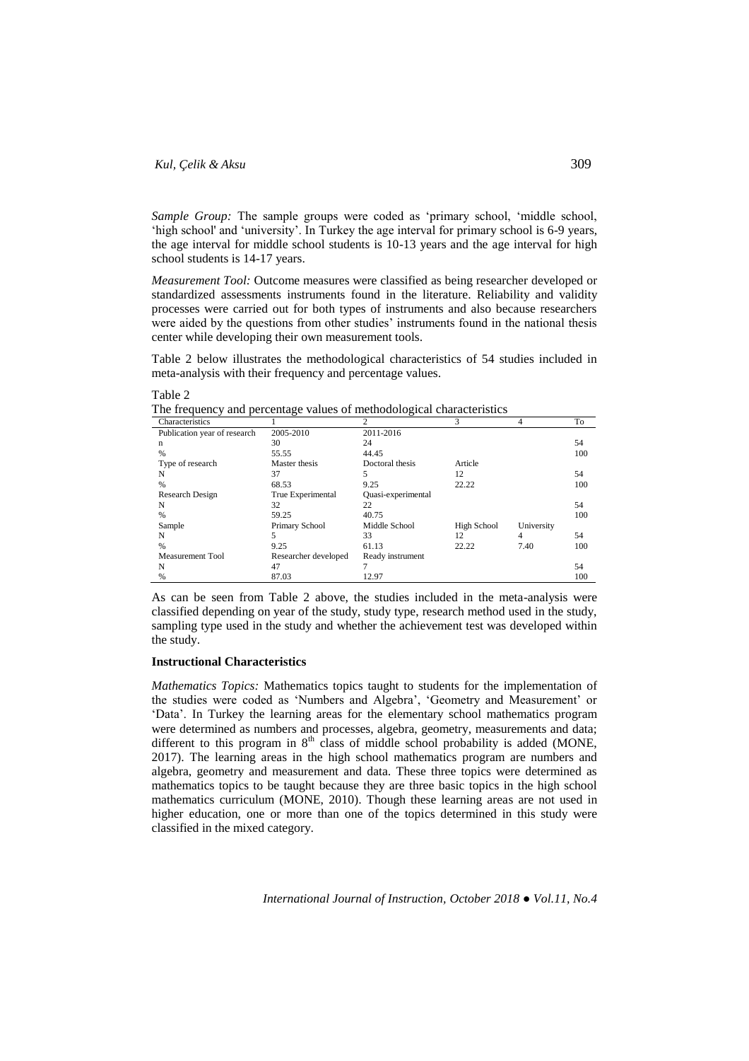*Sample Group:* The sample groups were coded as 'primary school, 'middle school, 'high school' and 'university'. In Turkey the age interval for primary school is 6-9 years, the age interval for middle school students is 10-13 years and the age interval for high school students is 14-17 years.

*Measurement Tool:* Outcome measures were classified as being researcher developed or standardized assessments instruments found in the literature. Reliability and validity processes were carried out for both types of instruments and also because researchers were aided by the questions from other studies' instruments found in the national thesis center while developing their own measurement tools.

Table 2 below illustrates the methodological characteristics of 54 studies included in meta-analysis with their frequency and percentage values.

Table 2
The frequency and percentage values of methodological characteristics

| Characteristics | 1 | 2 | 3 | 4 | To |
|---|---|---|---|---|---|
| Publication year of research | 2005-2010 | 2011-2016 | | | |
| n | 30 | 24 | | | 54 |
| % | 55.55 | 44.45 | | | 100 |
| Type of research | Master thesis | Doctoral thesis | Article | | |
| N | 37 | 5 | 12 | | 54 |
| % | 68.53 | 9.25 | 22.22 | | 100 |
| Research Design | True Experimental | Quasi-experimental | | | |
| N | 32 | 22 | | | 54 |
| % | 59.25 | 40.75 | | | 100 |
| Sample | Primary School | Middle School | High School | University | |
| N | 5 | 33 | 12 | 4 | 54 |
| % | 9.25 | 61.13 | 22.22 | 7.40 | 100 |
| Measurement Tool | Researcher developed | Ready instrument | | | |
| N | 47 | 7 | | | 54 |
| % | 87.03 | 12.97 | | | 100 |

As can be seen from Table 2 above, the studies included in the meta-analysis were classified depending on year of the study, study type, research method used in the study, sampling type used in the study and whether the achievement test was developed within the study.

**Instructional Characteristics**

*Mathematics Topics:* Mathematics topics taught to students for the implementation of the studies were coded as 'Numbers and Algebra', 'Geometry and Measurement' or 'Data'. In Turkey the learning areas for the elementary school mathematics program were determined as numbers and processes, algebra, geometry, measurements and data; different to this program in $8^{th}$ class of middle school probability is added (MONE, 2017). The learning areas in the high school mathematics program are numbers and algebra, geometry and measurement and data. These three topics were determined as mathematics topics to be taught because they are three basic topics in the high school mathematics curriculum (MONE, 2010). Though these learning areas are not used in higher education, one or more than one of the topics determined in this study were classified in the mixed category.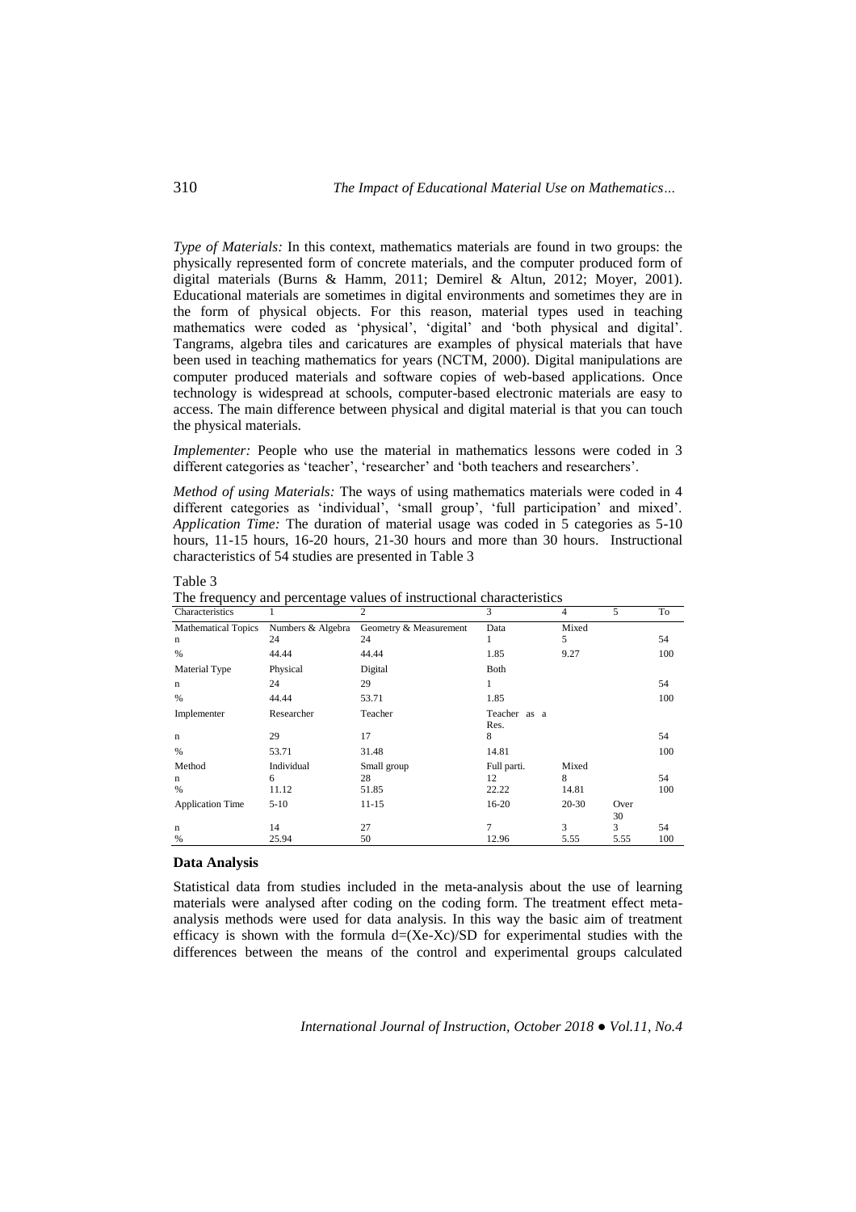*Type of Materials:* In this context, mathematics materials are found in two groups: the physically represented form of concrete materials, and the computer produced form of digital materials (Burns & Hamm, 2011; Demirel & Altun, 2012; Moyer, 2001). Educational materials are sometimes in digital environments and sometimes they are in the form of physical objects. For this reason, material types used in teaching mathematics were coded as 'physical', 'digital' and 'both physical and digital'. Tangrams, algebra tiles and caricatures are examples of physical materials that have been used in teaching mathematics for years (NCTM, 2000). Digital manipulations are computer produced materials and software copies of web-based applications. Once technology is widespread at schools, computer-based electronic materials are easy to access. The main difference between physical and digital material is that you can touch the physical materials.

*Implementer:* People who use the material in mathematics lessons were coded in 3 different categories as 'teacher', 'researcher' and 'both teachers and researchers'.

*Method of using Materials:* The ways of using mathematics materials were coded in 4 different categories as 'individual', 'small group', 'full participation' and mixed'. *Application Time:* The duration of material usage was coded in 5 categories as 5-10 hours, 11-15 hours, 16-20 hours, 21-30 hours and more than 30 hours. Instructional characteristics of 54 studies are presented in Table 3

Table 3
The frequency and percentage values of instructional characteristics

| Characteristics | 1 | 2 | 3 | 4 | 5 | To |
|---|---|---|---|---|---|---|
| Mathematical Topics | Numbers & Algebra | Geometry & Measurement | Data | Mixed | | |
| n | 24 | 24 | 1 | 5 | | 54 |
| % | 44.44 | 44.44 | 1.85 | 9.27 | | 100 |
| Material Type | Physical | Digital | Both | | | |
| n | 24 | 29 | 1 | | | 54 |
| % | 44.44 | 53.71 | 1.85 | | | 100 |
| Implementer | Researcher | Teacher | Teacher as a Res. | | | |
| n | 29 | 17 | 8 | | | 54 |
| % | 53.71 | 31.48 | 14.81 | | | 100 |
| Method | Individual | Small group | Full parti. | Mixed | | |
| n | 6 | 28 | 12 | 8 | | 54 |
| % | 11.12 | 51.85 | 22.22 | 14.81 | | 100 |
| Application Time | 5-10 | 11-15 | 16-20 | 20-30 | Over 30 | |
| n | 14 | 27 | 7 | 3 | 3 | 54 |
| % | 25.94 | 50 | 12.96 | 5.55 | 5.55 | 100 |

### Data Analysis

Statistical data from studies included in the meta-analysis about the use of learning materials were analysed after coding on the coding form. The treatment effect meta-analysis methods were used for data analysis. In this way the basic aim of treatment efficacy is shown with the formula $d=(Xe-Xc)/SD$ for experimental studies with the differences between the means of the control and experimental groups calculated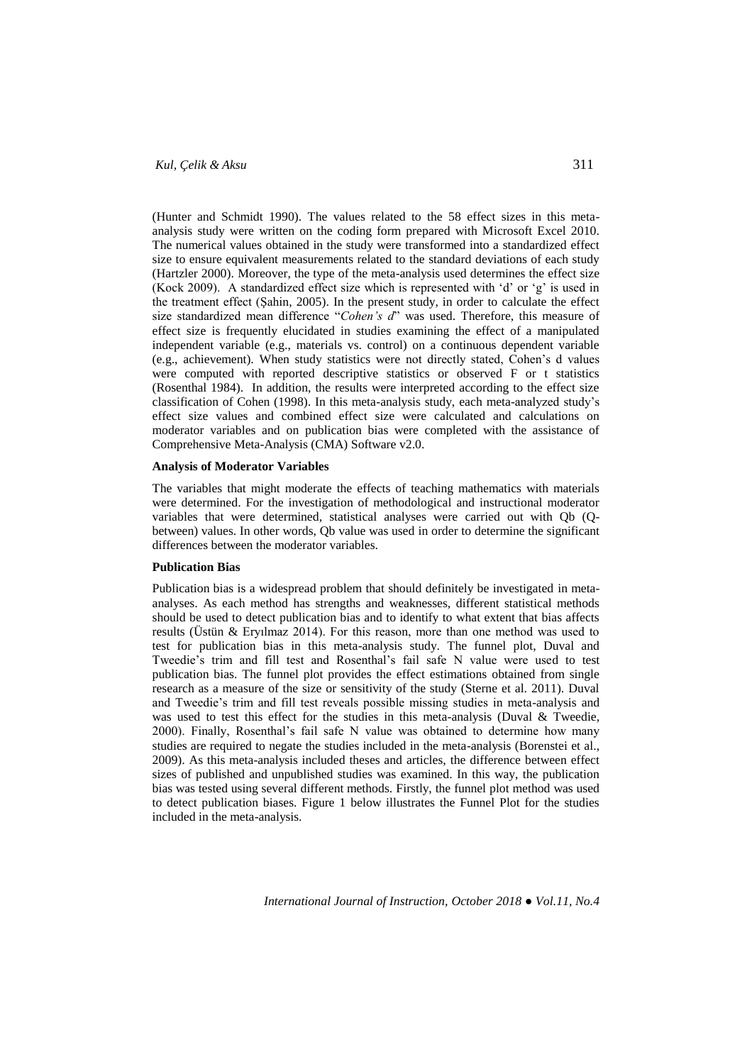(Hunter and Schmidt 1990). The values related to the 58 effect sizes in this meta-analysis study were written on the coding form prepared with Microsoft Excel 2010. The numerical values obtained in the study were transformed into a standardized effect size to ensure equivalent measurements related to the standard deviations of each study (Hartzler 2000). Moreover, the type of the meta-analysis used determines the effect size (Kock 2009). A standardized effect size which is represented with 'd' or 'g' is used in the treatment effect (Şahin, 2005). In the present study, in order to calculate the effect size standardized mean difference "*Cohen's d*" was used. Therefore, this measure of effect size is frequently elucidated in studies examining the effect of a manipulated independent variable (e.g., materials vs. control) on a continuous dependent variable (e.g., achievement). When study statistics were not directly stated, Cohen's d values were computed with reported descriptive statistics or observed F or t statistics (Rosenthal 1984). In addition, the results were interpreted according to the effect size classification of Cohen (1998). In this meta-analysis study, each meta-analyzed study's effect size values and combined effect size were calculated and calculations on moderator variables and on publication bias were completed with the assistance of Comprehensive Meta-Analysis (CMA) Software v2.0.

**Analysis of Moderator Variables**

The variables that might moderate the effects of teaching mathematics with materials were determined. For the investigation of methodological and instructional moderator variables that were determined, statistical analyses were carried out with Qb (Q-between) values. In other words, Qb value was used in order to determine the significant differences between the moderator variables.

**Publication Bias**

Publication bias is a widespread problem that should definitely be investigated in meta-analyses. As each method has strengths and weaknesses, different statistical methods should be used to detect publication bias and to identify to what extent that bias affects results (Üstün & Eryılmaz 2014). For this reason, more than one method was used to test for publication bias in this meta-analysis study. The funnel plot, Duval and Tweedie's trim and fill test and Rosenthal's fail safe N value were used to test publication bias. The funnel plot provides the effect estimations obtained from single research as a measure of the size or sensitivity of the study (Sterne et al. 2011). Duval and Tweedie's trim and fill test reveals possible missing studies in meta-analysis and was used to test this effect for the studies in this meta-analysis (Duval & Tweedie, 2000). Finally, Rosenthal's fail safe N value was obtained to determine how many studies are required to negate the studies included in the meta-analysis (Borenstei et al., 2009). As this meta-analysis included theses and articles, the difference between effect sizes of published and unpublished studies was examined. In this way, the publication bias was tested using several different methods. Firstly, the funnel plot method was used to detect publication biases. Figure 1 below illustrates the Funnel Plot for the studies included in the meta-analysis.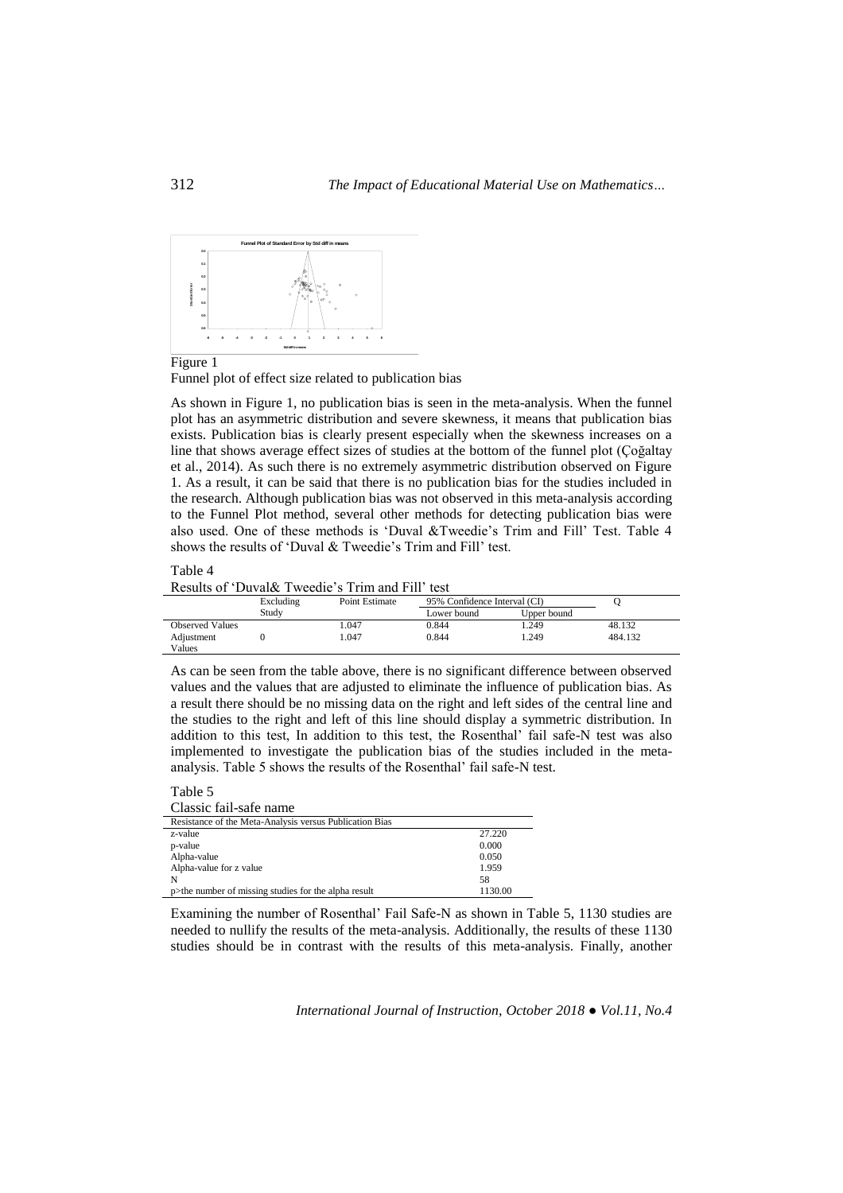Figure 1

Funnel plot of effect size related to publication bias

As shown in Figure 1, no publication bias is seen in the meta-analysis. When the funnel plot has an asymmetric distribution and severe skewness, it means that publication bias exists. Publication bias is clearly present especially when the skewness increases on a line that shows average effect sizes of studies at the bottom of the funnel plot (Çoğaltay et al., 2014). As such there is no extremely asymmetric distribution observed on Figure 1. As a result, it can be said that there is no publication bias for the studies included in the research. Although publication bias was not observed in this meta-analysis according to the Funnel Plot method, several other methods for detecting publication bias were also used. One of these methods is 'Duval &Tweedie's Trim and Fill' Test. Table 4 shows the results of 'Duval & Tweedie's Trim and Fill' test.

Table 4

Results of 'Duval& Tweedie's Trim and Fill' test

| | Excluding Study | Point Estimate | 95% Confidence Interval (CI) | | Q |
|---|---|---|---|---|---|
| | | | Lower bound | Upper bound | |
| Observed Values | | 1.047 | 0.844 | 1.249 | 48.132 |
| Adjustment Values | 0 | 1.047 | 0.844 | 1.249 | 484.132 |

As can be seen from the table above, there is no significant difference between observed values and the values that are adjusted to eliminate the influence of publication bias. As a result there should be no missing data on the right and left sides of the central line and the studies to the right and left of this line should display a symmetric distribution. In addition to this test, In addition to this test, the Rosenthal' fail safe-N test was also implemented to investigate the publication bias of the studies included in the meta-analysis. Table 5 shows the results of the Rosenthal' fail safe-N test.

Table 5

Classic fail-safe name

| Resistance of the Meta-Analysis versus Publication Bias | |
|---|---|
| z-value | 27.220 |
| p-value | 0.000 |
| Alpha-value | 0.050 |
| Alpha-value for z value | 1.959 |
| N | 58 |
| p>the number of missing studies for the alpha result | 1130.00 |

Examining the number of Rosenthal' Fail Safe-N as shown in Table 5, 1130 studies are needed to nullify the results of the meta-analysis. Additionally, the results of these 1130 studies should be in contrast with the results of this meta-analysis. Finally, another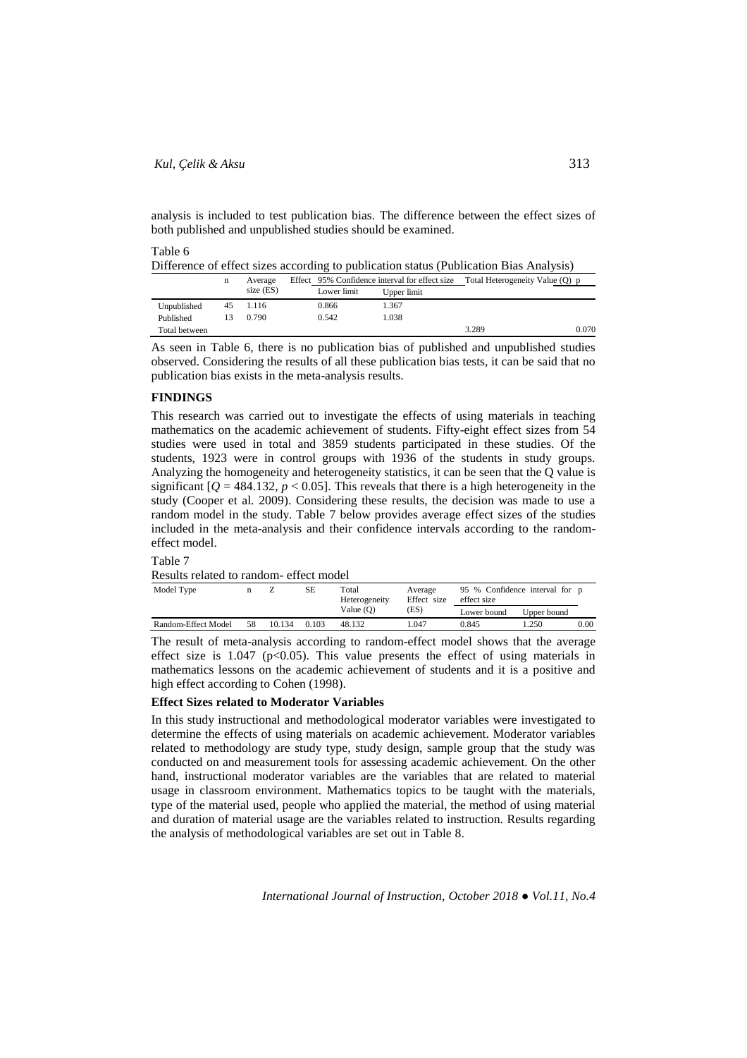analysis is included to test publication bias. The difference between the effect sizes of both published and unpublished studies should be examined.

Table 6

Difference of effect sizes according to publication status (Publication Bias Analysis)

| | n | Average Effect size (ES) | 95% Confidence interval for effect size | | Total Heterogeneity Value (Q) | p |
|---|---|---|---|---|---|---|
| | | | Lower limit | Upper limit | | |
| Unpublished | 45 | 1.116 | 0.866 | 1.367 | | |
| Published | 13 | 0.790 | 0.542 | 1.038 | | |
| Total between | | | | | 3.289 | 0.070 |

As seen in Table 6, there is no publication bias of published and unpublished studies observed. Considering the results of all these publication bias tests, it can be said that no publication bias exists in the meta-analysis results.

## FINDINGS

This research was carried out to investigate the effects of using materials in teaching mathematics on the academic achievement of students. Fifty-eight effect sizes from 54 studies were used in total and 3859 students participated in these studies. Of the students, 1923 were in control groups with 1936 of the students in study groups. Analyzing the homogeneity and heterogeneity statistics, it can be seen that the Q value is significant [$Q = 484.132$, $p < 0.05$]. This reveals that there is a high heterogeneity in the study (Cooper et al. 2009). Considering these results, the decision was made to use a random model in the study. Table 7 below provides average effect sizes of the studies included in the meta-analysis and their confidence intervals according to the random-effect model.

Table 7

Results related to random- effect model

| Model Type | n | Z | SE | Total Heterogeneity Value (Q) | Average Effect size (ES) | 95 % Confidence interval for effect size | | p |
|---|---|---|---|---|---|---|---|---|
| | | | | | | Lower bound | Upper bound | |
| Random-Effect Model | 58 | 10.134 | 0.103 | 48.132 | 1.047 | 0.845 | 1.250 | 0.00 |

The result of meta-analysis according to random-effect model shows that the average effect size is 1.047 ($p<0.05$). This value presents the effect of using materials in mathematics lessons on the academic achievement of students and it is a positive and high effect according to Cohen (1998).

### Effect Sizes related to Moderator Variables

In this study instructional and methodological moderator variables were investigated to determine the effects of using materials on academic achievement. Moderator variables related to methodology are study type, study design, sample group that the study was conducted on and measurement tools for assessing academic achievement. On the other hand, instructional moderator variables are the variables that are related to material usage in classroom environment. Mathematics topics to be taught with the materials, type of the material used, people who applied the material, the method of using material and duration of material usage are the variables related to instruction. Results regarding the analysis of methodological variables are set out in Table 8.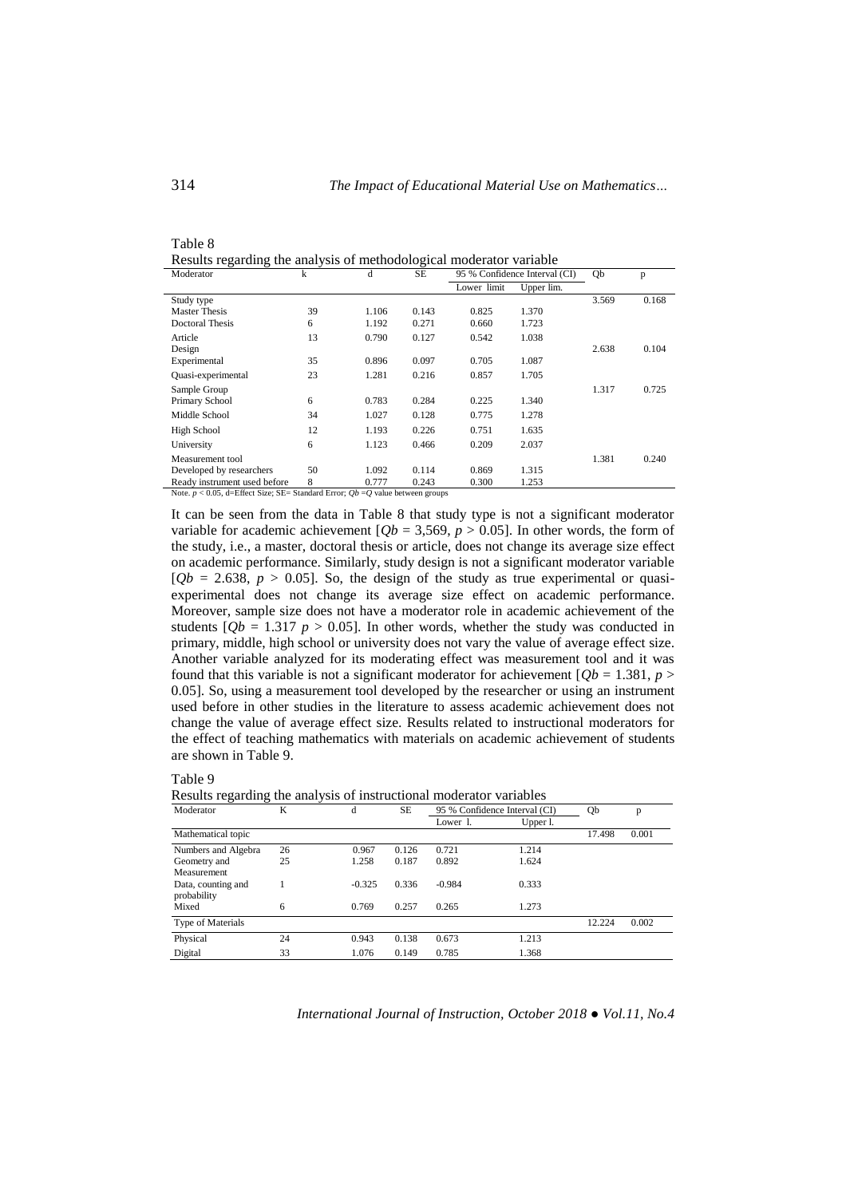Table 8
Results regarding the analysis of methodological moderator variable

| Moderator | k | d | SE | 95 % Confidence Interval (CI) | | Qb | p |
|---|---|---|---|---|---|---|---|
| | | | | Lower limit | Upper lim. | | |
| Study type | | | | | | 3.569 | 0.168 |
| Master Thesis | 39 | 1.106 | 0.143 | 0.825 | 1.370 | | |
| Doctoral Thesis | 6 | 1.192 | 0.271 | 0.660 | 1.723 | | |
| Article | 13 | 0.790 | 0.127 | 0.542 | 1.038 | | |
| Design | | | | | | 2.638 | 0.104 |
| Experimental | 35 | 0.896 | 0.097 | 0.705 | 1.087 | | |
| Quasi-experimental | 23 | 1.281 | 0.216 | 0.857 | 1.705 | | |
| Sample Group | | | | | | 1.317 | 0.725 |
| Primary School | 6 | 0.783 | 0.284 | 0.225 | 1.340 | | |
| Middle School | 34 | 1.027 | 0.128 | 0.775 | 1.278 | | |
| High School | 12 | 1.193 | 0.226 | 0.751 | 1.635 | | |
| University | 6 | 1.123 | 0.466 | 0.209 | 2.037 | | |
| Measurement tool | | | | | | 1.381 | 0.240 |
| Developed by researchers | 50 | 1.092 | 0.114 | 0.869 | 1.315 | | |
| Ready instrument used before | 8 | 0.777 | 0.243 | 0.300 | 1.253 | | |

Note. $p < 0.05$, d=Effect Size; SE= Standard Error; $Qb$ =$Q$ value between groups

It can be seen from the data in Table 8 that study type is not a significant moderator variable for academic achievement [$Qb$ = 3,569, $p > 0.05$]. In other words, the form of the study, i.e., a master, doctoral thesis or article, does not change its average size effect on academic performance. Similarly, study design is not a significant moderator variable [$Qb$ = 2.638, $p > 0.05$]. So, the design of the study as true experimental or quasi-experimental does not change its average size effect on academic performance. Moreover, sample size does not have a moderator role in academic achievement of the students [$Qb$ = 1.317 $p > 0.05$]. In other words, whether the study was conducted in primary, middle, high school or university does not vary the value of average effect size. Another variable analyzed for its moderating effect was measurement tool and it was found that this variable is not a significant moderator for achievement [$Qb$ = 1.381, $p > 0.05$]. So, using a measurement tool developed by the researcher or using an instrument used before in other studies in the literature to assess academic achievement does not change the value of average effect size. Results related to instructional moderators for the effect of teaching mathematics with materials on academic achievement of students are shown in Table 9.

Table 9
Results regarding the analysis of instructional moderator variables

| Moderator | K | d | SE | 95 % Confidence Interval (CI) | | Qb | p |
|---|---|---|---|---|---|---|---|
| | | | | Lower l. | Upper l. | | |
| Mathematical topic | | | | | | 17.498 | 0.001 |
| Numbers and Algebra | 26 | 0.967 | 0.126 | 0.721 | 1.214 | | |
| Geometry and Measurement | 25 | 1.258 | 0.187 | 0.892 | 1.624 | | |
| Data, counting and probability | 1 | -0.325 | 0.336 | -0.984 | 0.333 | | |
| Mixed | 6 | 0.769 | 0.257 | 0.265 | 1.273 | | |
| Type of Materials | | | | | | 12.224 | 0.002 |
| Physical | 24 | 0.943 | 0.138 | 0.673 | 1.213 | | |
| Digital | 33 | 1.076 | 0.149 | 0.785 | 1.368 | | |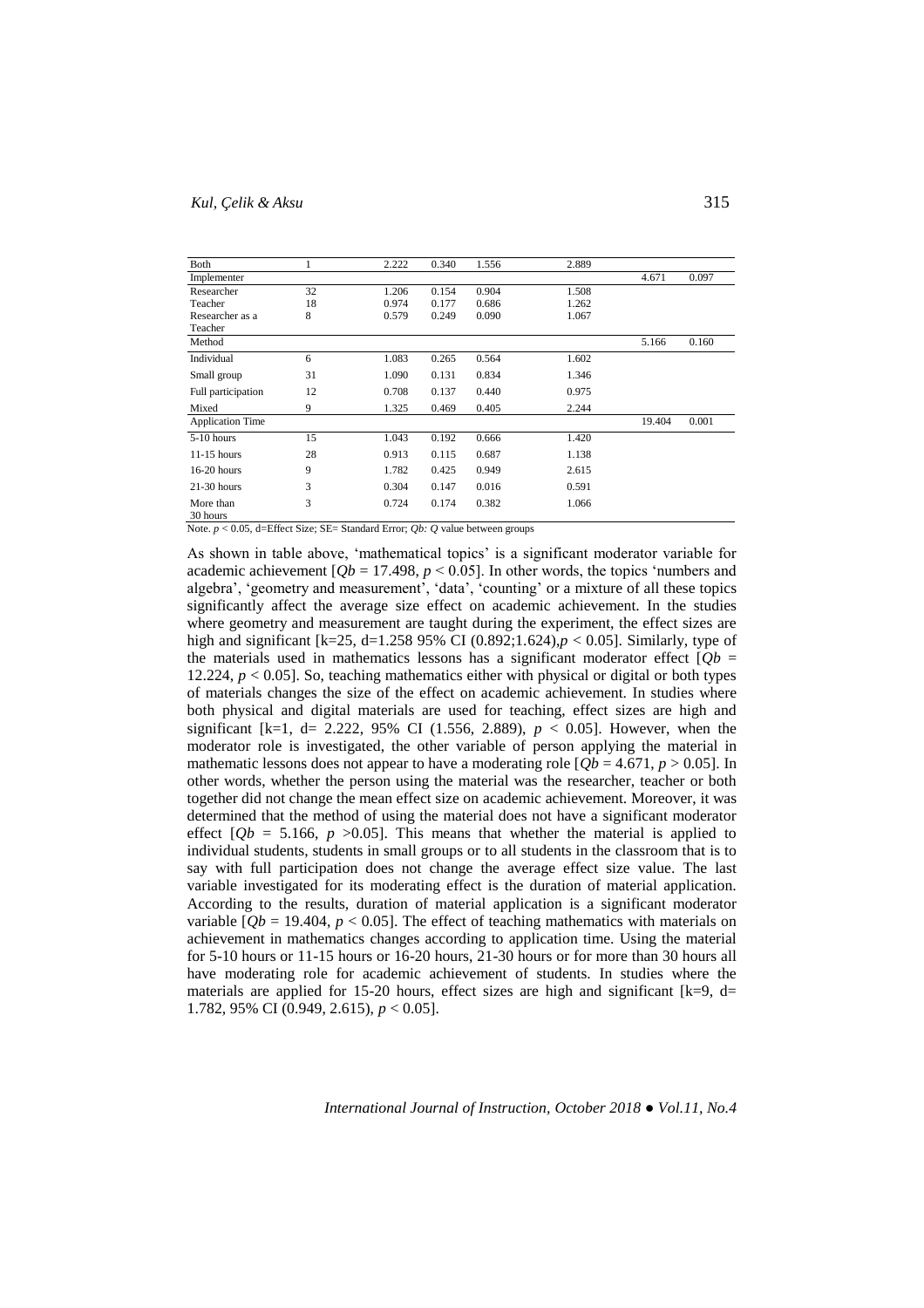| | | | | | | | |
|---|---|---|---|---|---|---|---|
| Both | 1 | 2.222 | 0.340 | 1.556 | 2.889 | | |
| Implementer | | | | | | 4.671 | 0.097 |
| Researcher | 32 | 1.206 | 0.154 | 0.904 | 1.508 | | |
| Teacher | 18 | 0.974 | 0.177 | 0.686 | 1.262 | | |
| Researcher as a Teacher | 8 | 0.579 | 0.249 | 0.090 | 1.067 | | |
| Method | | | | | | 5.166 | 0.160 |
| Individual | 6 | 1.083 | 0.265 | 0.564 | 1.602 | | |
| Small group | 31 | 1.090 | 0.131 | 0.834 | 1.346 | | |
| Full participation | 12 | 0.708 | 0.137 | 0.440 | 0.975 | | |
| Mixed | 9 | 1.325 | 0.469 | 0.405 | 2.244 | | |
| Application Time | | | | | | 19.404 | 0.001 |
| 5-10 hours | 15 | 1.043 | 0.192 | 0.666 | 1.420 | | |
| 11-15 hours | 28 | 0.913 | 0.115 | 0.687 | 1.138 | | |
| 16-20 hours | 9 | 1.782 | 0.425 | 0.949 | 2.615 | | |
| 21-30 hours | 3 | 0.304 | 0.147 | 0.016 | 0.591 | | |
| More than 30 hours | 3 | 0.724 | 0.174 | 0.382 | 1.066 | | |

Note. $p < 0.05$, d=Effect Size; SE= Standard Error; *Qb: Q* value between groups

As shown in table above, 'mathematical topics' is a significant moderator variable for academic achievement [$Qb = 17.498$, $p < 0.05$]. In other words, the topics 'numbers and algebra', 'geometry and measurement', 'data', 'counting' or a mixture of all these topics significantly affect the average size effect on academic achievement. In the studies where geometry and measurement are taught during the experiment, the effect sizes are high and significant [k=25, d=1.258 95% CI (0.892;1.624),$p < 0.05$]. Similarly, type of the materials used in mathematics lessons has a significant moderator effect [$Qb = 12.224$, $p < 0.05$]. So, teaching mathematics either with physical or digital or both types of materials changes the size of the effect on academic achievement. In studies where both physical and digital materials are used for teaching, effect sizes are high and significant [k=1, d= 2.222, 95% CI (1.556, 2.889), $p < 0.05$]. However, when the moderator role is investigated, the other variable of person applying the material in mathematic lessons does not appear to have a moderating role [$Qb = 4.671$, $p > 0.05$]. In other words, whether the person using the material was the researcher, teacher or both together did not change the mean effect size on academic achievement. Moreover, it was determined that the method of using the material does not have a significant moderator effect [$Qb = 5.166$, $p > 0.05$]. This means that whether the material is applied to individual students, students in small groups or to all students in the classroom that is to say with full participation does not change the average effect size value. The last variable investigated for its moderating effect is the duration of material application. According to the results, duration of material application is a significant moderator variable [$Qb = 19.404$, $p < 0.05$]. The effect of teaching mathematics with materials on achievement in mathematics changes according to application time. Using the material for 5-10 hours or 11-15 hours or 16-20 hours, 21-30 hours or for more than 30 hours all have moderating role for academic achievement of students. In studies where the materials are applied for 15-20 hours, effect sizes are high and significant [k=9, d= 1.782, 95% CI (0.949, 2.615), $p < 0.05$].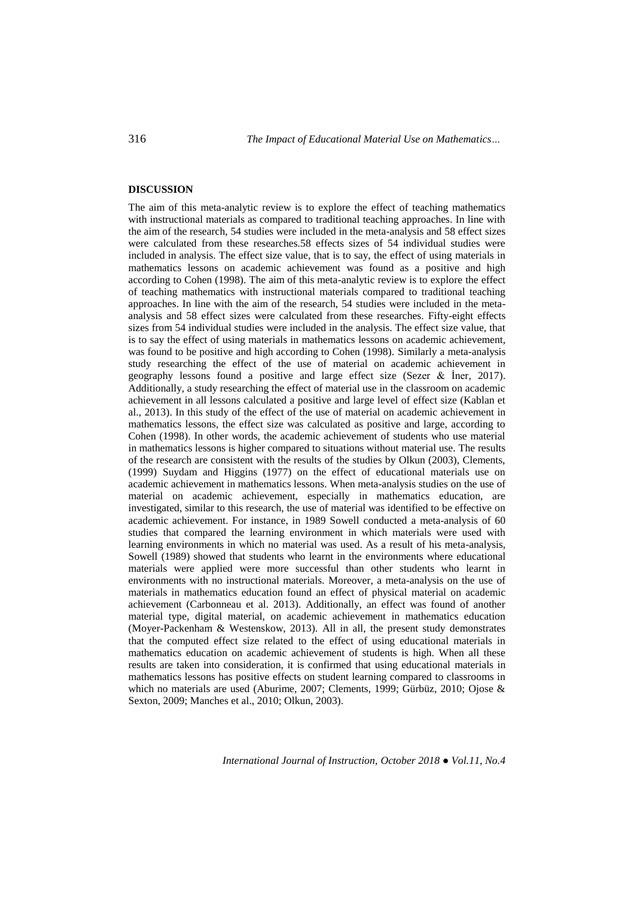## DISCUSSION

The aim of this meta-analytic review is to explore the effect of teaching mathematics with instructional materials as compared to traditional teaching approaches. In line with the aim of the research, 54 studies were included in the meta-analysis and 58 effect sizes were calculated from these researches.58 effects sizes of 54 individual studies were included in analysis. The effect size value, that is to say, the effect of using materials in mathematics lessons on academic achievement was found as a positive and high according to Cohen (1998). The aim of this meta-analytic review is to explore the effect of teaching mathematics with instructional materials compared to traditional teaching approaches. In line with the aim of the research, 54 studies were included in the meta-analysis and 58 effect sizes were calculated from these researches. Fifty-eight effects sizes from 54 individual studies were included in the analysis. The effect size value, that is to say the effect of using materials in mathematics lessons on academic achievement, was found to be positive and high according to Cohen (1998). Similarly a meta-analysis study researching the effect of the use of material on academic achievement in geography lessons found a positive and large effect size (Sezer & İner, 2017). Additionally, a study researching the effect of material use in the classroom on academic achievement in all lessons calculated a positive and large level of effect size (Kablan et al., 2013). In this study of the effect of the use of material on academic achievement in mathematics lessons, the effect size was calculated as positive and large, according to Cohen (1998). In other words, the academic achievement of students who use material in mathematics lessons is higher compared to situations without material use. The results of the research are consistent with the results of the studies by Olkun (2003), Clements, (1999) Suydam and Higgins (1977) on the effect of educational materials use on academic achievement in mathematics lessons. When meta-analysis studies on the use of material on academic achievement, especially in mathematics education, are investigated, similar to this research, the use of material was identified to be effective on academic achievement. For instance, in 1989 Sowell conducted a meta-analysis of 60 studies that compared the learning environment in which materials were used with learning environments in which no material was used. As a result of his meta-analysis, Sowell (1989) showed that students who learnt in the environments where educational materials were applied were more successful than other students who learnt in environments with no instructional materials. Moreover, a meta-analysis on the use of materials in mathematics education found an effect of physical material on academic achievement (Carbonneau et al. 2013). Additionally, an effect was found of another material type, digital material, on academic achievement in mathematics education (Moyer-Packenham & Westenskow, 2013). All in all, the present study demonstrates that the computed effect size related to the effect of using educational materials in mathematics education on academic achievement of students is high. When all these results are taken into consideration, it is confirmed that using educational materials in mathematics lessons has positive effects on student learning compared to classrooms in which no materials are used (Aburime, 2007; Clements, 1999; Gürbüz, 2010; Ojose & Sexton, 2009; Manches et al., 2010; Olkun, 2003).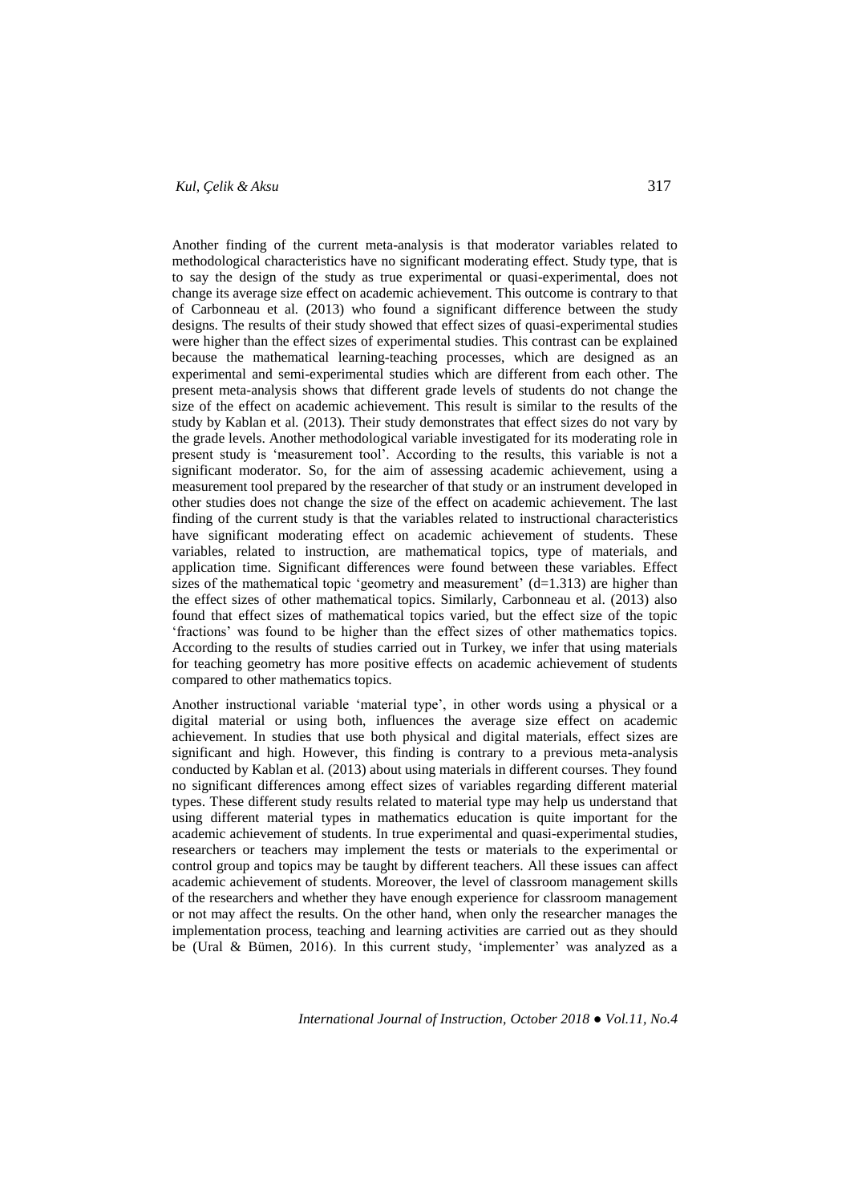Another finding of the current meta-analysis is that moderator variables related to methodological characteristics have no significant moderating effect. Study type, that is to say the design of the study as true experimental or quasi-experimental, does not change its average size effect on academic achievement. This outcome is contrary to that of Carbonneau et al. (2013) who found a significant difference between the study designs. The results of their study showed that effect sizes of quasi-experimental studies were higher than the effect sizes of experimental studies. This contrast can be explained because the mathematical learning-teaching processes, which are designed as an experimental and semi-experimental studies which are different from each other. The present meta-analysis shows that different grade levels of students do not change the size of the effect on academic achievement. This result is similar to the results of the study by Kablan et al. (2013). Their study demonstrates that effect sizes do not vary by the grade levels. Another methodological variable investigated for its moderating role in present study is 'measurement tool'. According to the results, this variable is not a significant moderator. So, for the aim of assessing academic achievement, using a measurement tool prepared by the researcher of that study or an instrument developed in other studies does not change the size of the effect on academic achievement. The last finding of the current study is that the variables related to instructional characteristics have significant moderating effect on academic achievement of students. These variables, related to instruction, are mathematical topics, type of materials, and application time. Significant differences were found between these variables. Effect sizes of the mathematical topic 'geometry and measurement' (d=1.313) are higher than the effect sizes of other mathematical topics. Similarly, Carbonneau et al. (2013) also found that effect sizes of mathematical topics varied, but the effect size of the topic 'fractions' was found to be higher than the effect sizes of other mathematics topics. According to the results of studies carried out in Turkey, we infer that using materials for teaching geometry has more positive effects on academic achievement of students compared to other mathematics topics.

Another instructional variable 'material type', in other words using a physical or a digital material or using both, influences the average size effect on academic achievement. In studies that use both physical and digital materials, effect sizes are significant and high. However, this finding is contrary to a previous meta-analysis conducted by Kablan et al. (2013) about using materials in different courses. They found no significant differences among effect sizes of variables regarding different material types. These different study results related to material type may help us understand that using different material types in mathematics education is quite important for the academic achievement of students. In true experimental and quasi-experimental studies, researchers or teachers may implement the tests or materials to the experimental or control group and topics may be taught by different teachers. All these issues can affect academic achievement of students. Moreover, the level of classroom management skills of the researchers and whether they have enough experience for classroom management or not may affect the results. On the other hand, when only the researcher manages the implementation process, teaching and learning activities are carried out as they should be (Ural & Bümen, 2016). In this current study, 'implementer' was analyzed as a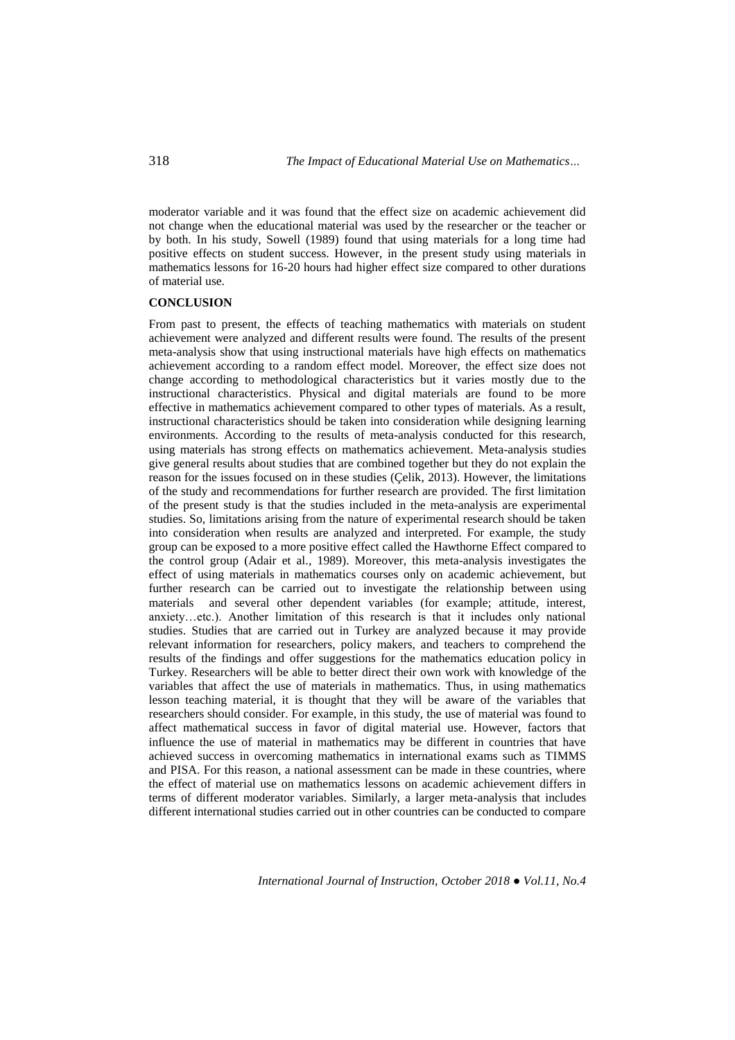moderator variable and it was found that the effect size on academic achievement did not change when the educational material was used by the researcher or the teacher or by both. In his study, Sowell (1989) found that using materials for a long time had positive effects on student success. However, in the present study using materials in mathematics lessons for 16-20 hours had higher effect size compared to other durations of material use.

## CONCLUSION

From past to present, the effects of teaching mathematics with materials on student achievement were analyzed and different results were found. The results of the present meta-analysis show that using instructional materials have high effects on mathematics achievement according to a random effect model. Moreover, the effect size does not change according to methodological characteristics but it varies mostly due to the instructional characteristics. Physical and digital materials are found to be more effective in mathematics achievement compared to other types of materials. As a result, instructional characteristics should be taken into consideration while designing learning environments. According to the results of meta-analysis conducted for this research, using materials has strong effects on mathematics achievement. Meta-analysis studies give general results about studies that are combined together but they do not explain the reason for the issues focused on in these studies (Çelik, 2013). However, the limitations of the study and recommendations for further research are provided. The first limitation of the present study is that the studies included in the meta-analysis are experimental studies. So, limitations arising from the nature of experimental research should be taken into consideration when results are analyzed and interpreted. For example, the study group can be exposed to a more positive effect called the Hawthorne Effect compared to the control group (Adair et al., 1989). Moreover, this meta-analysis investigates the effect of using materials in mathematics courses only on academic achievement, but further research can be carried out to investigate the relationship between using materials and several other dependent variables (for example; attitude, interest, anxiety…etc.). Another limitation of this research is that it includes only national studies. Studies that are carried out in Turkey are analyzed because it may provide relevant information for researchers, policy makers, and teachers to comprehend the results of the findings and offer suggestions for the mathematics education policy in Turkey. Researchers will be able to better direct their own work with knowledge of the variables that affect the use of materials in mathematics. Thus, in using mathematics lesson teaching material, it is thought that they will be aware of the variables that researchers should consider. For example, in this study, the use of material was found to affect mathematical success in favor of digital material use. However, factors that influence the use of material in mathematics may be different in countries that have achieved success in overcoming mathematics in international exams such as TIMMS and PISA. For this reason, a national assessment can be made in these countries, where the effect of material use on mathematics lessons on academic achievement differs in terms of different moderator variables. Similarly, a larger meta-analysis that includes different international studies carried out in other countries can be conducted to compare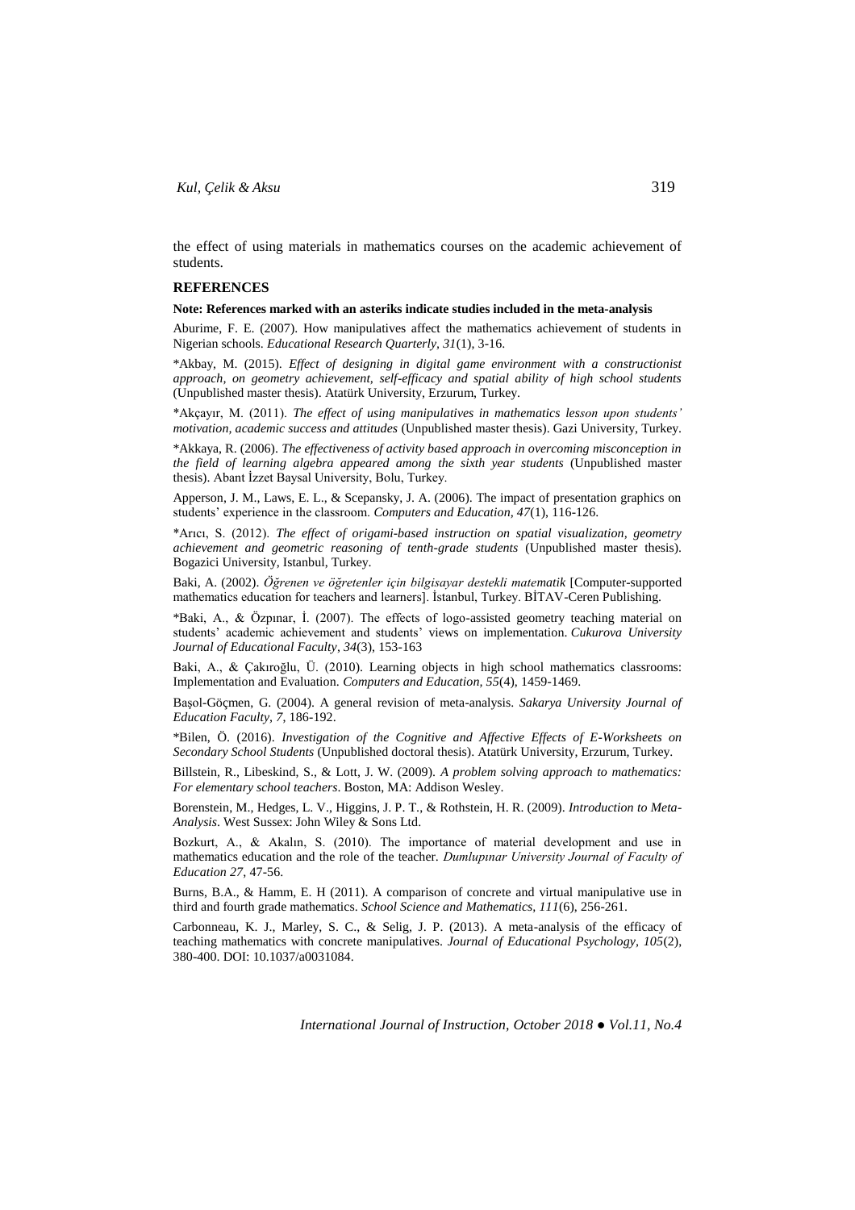the effect of using materials in mathematics courses on the academic achievement of students.

## REFERENCES

**Note: References marked with an asteriks indicate studies included in the meta-analysis**

Aburime, F. E. (2007). How manipulatives affect the mathematics achievement of students in Nigerian schools. *Educational Research Quarterly, 31*(1), 3-16.

*Akbay, M. (2015). *Effect of designing in digital game environment with a constructionist approach, on geometry achievement, self-efficacy and spatial ability of high school students* (Unpublished master thesis). Atatürk University, Erzurum, Turkey.

*Akçayır, M. (2011). *The effect of using manipulatives in mathematics lesson upon students' motivation, academic success and attitudes* (Unpublished master thesis). Gazi University, Turkey.

*Akkaya, R. (2006). *The effectiveness of activity based approach in overcoming misconception in the field of learning algebra appeared among the sixth year students* (Unpublished master thesis). Abant İzzet Baysal University, Bolu, Turkey.

Apperson, J. M., Laws, E. L., & Scepansky, J. A. (2006). The impact of presentation graphics on students' experience in the classroom. *Computers and Education, 47*(1), 116-126.

*Arıcı, S. (2012). *The effect of origami-based instruction on spatial visualization, geometry achievement and geometric reasoning of tenth-grade students* (Unpublished master thesis). Bogazici University, Istanbul, Turkey.

Baki, A. (2002). *Öğrenen ve öğretenler için bilgisayar destekli matematik* [Computer-supported mathematics education for teachers and learners]. İstanbul, Turkey. BİTAV-Ceren Publishing.

*Baki, A., & Özpınar, İ. (2007). The effects of logo-assisted geometry teaching material on students' academic achievement and students' views on implementation. *Cukurova University Journal of Educational Faculty, 34*(3), 153-163

Baki, A., & Çakıroğlu, Ü. (2010). Learning objects in high school mathematics classrooms: Implementation and Evaluation. *Computers and Education, 55*(4), 1459-1469.

Başol-Göçmen, G. (2004). A general revision of meta-analysis. *Sakarya University Journal of Education Faculty, 7*, 186-192.

*Bilen, Ö. (2016). *Investigation of the Cognitive and Affective Effects of E-Worksheets on Secondary School Students* (Unpublished doctoral thesis). Atatürk University, Erzurum, Turkey.

Billstein, R., Libeskind, S., & Lott, J. W. (2009). *A problem solving approach to mathematics: For elementary school teachers*. Boston, MA: Addison Wesley.

Borenstein, M., Hedges, L. V., Higgins, J. P. T., & Rothstein, H. R. (2009). *Introduction to Meta-Analysis*. West Sussex: John Wiley & Sons Ltd.

Bozkurt, A., & Akalın, S. (2010). The importance of material development and use in mathematics education and the role of the teacher. *Dumlupınar University Journal of Faculty of Education 27*, 47-56.

Burns, B.A., & Hamm, E. H (2011). A comparison of concrete and virtual manipulative use in third and fourth grade mathematics. *School Science and Mathematics, 111*(6), 256-261.

Carbonneau, K. J., Marley, S. C., & Selig, J. P. (2013). A meta-analysis of the efficacy of teaching mathematics with concrete manipulatives. *Journal of Educational Psychology, 105*(2), 380-400. DOI: 10.1037/a0031084.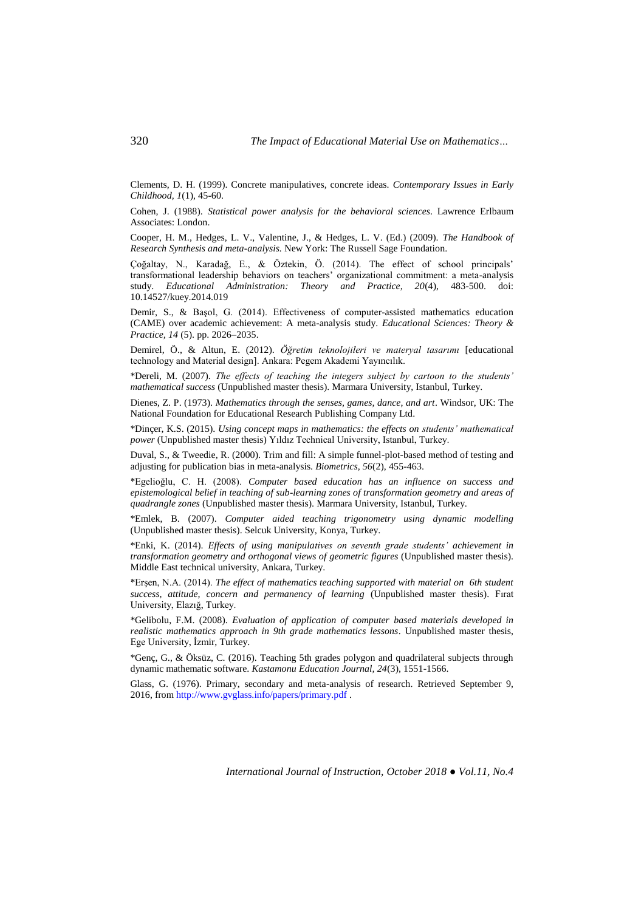Clements, D. H. (1999). Concrete manipulatives, concrete ideas. *Contemporary Issues in Early Childhood, 1*(1), 45-60.

Cohen, J. (1988). *Statistical power analysis for the behavioral sciences*. Lawrence Erlbaum Associates: London.

Cooper, H. M., Hedges, L. V., Valentine, J., & Hedges, L. V. (Ed.) (2009). *The Handbook of Research Synthesis and meta-analysis.* New York: The Russell Sage Foundation.

Çoğaltay, N., Karadağ, E., & Öztekin, Ö. (2014). The effect of school principals' transformational leadership behaviors on teachers' organizational commitment: a meta-analysis study. *Educational Administration: Theory and Practice, 20*(4), 483-500. doi: 10.14527/kuey.2014.019

Demir, S., & Başol, G. (2014). Effectiveness of computer-assisted mathematics education (CAME) over academic achievement: A meta-analysis study. *Educational Sciences: Theory & Practice, 14* (5). pp. 2026–2035.

Demirel, Ö., & Altun, E. (2012). *Öğretim teknolojileri ve materyal tasarımı* [educational technology and Material design]. Ankara: Pegem Akademi Yayıncılık.

*Dereli, M. (2007). *The effects of teaching the integers subject by cartoon to the students' mathematical success* (Unpublished master thesis). Marmara University, Istanbul, Turkey.

Dienes, Z. P. (1973). *Mathematics through the senses, games, dance, and art*. Windsor, UK: The National Foundation for Educational Research Publishing Company Ltd.

*Dinçer, K.S. (2015). *Using concept maps in mathematics: the effects on students' mathematical power* (Unpublished master thesis) Yıldız Technical University, Istanbul, Turkey.

Duval, S., & Tweedie, R. (2000). Trim and fill: A simple funnel-plot-based method of testing and adjusting for publication bias in meta-analysis. *Biometrics, 56*(2), 455-463.

*Egelioğlu, C. H. (2008). *Computer based education has an influence on success and epistemological belief in teaching of sub-learning zones of transformation geometry and areas of quadrangle zones* (Unpublished master thesis). Marmara University, Istanbul, Turkey.

*Emlek, B. (2007). *Computer aided teaching trigonometry using dynamic modelling* (Unpublished master thesis). Selcuk University, Konya, Turkey.

*Enki, K. (2014). *Effects of using manipulatives on seventh grade students' achievement in transformation geometry and orthogonal views of geometric figures* (Unpublished master thesis). Middle East technical university, Ankara, Turkey.

*Erşen, N.A. (2014). *The effect of mathematics teaching supported with material on 6th student success, attitude, concern and permanency of learning* (Unpublished master thesis). Fırat University, Elazığ, Turkey.

*Gelibolu, F.M. (2008). *Evaluation of application of computer based materials developed in realistic mathematics approach in 9th grade mathematics lessons*. Unpublished master thesis, Ege University, İzmir, Turkey.

*Genç, G., & Öksüz, C. (2016). Teaching 5th grades polygon and quadrilateral subjects through dynamic mathematic software. *Kastamonu Education Journal, 24*(3), 1551-1566.

Glass, G. (1976). Primary, secondary and meta-analysis of research. Retrieved September 9, 2016, from http://www.gvglass.info/papers/primary.pdf .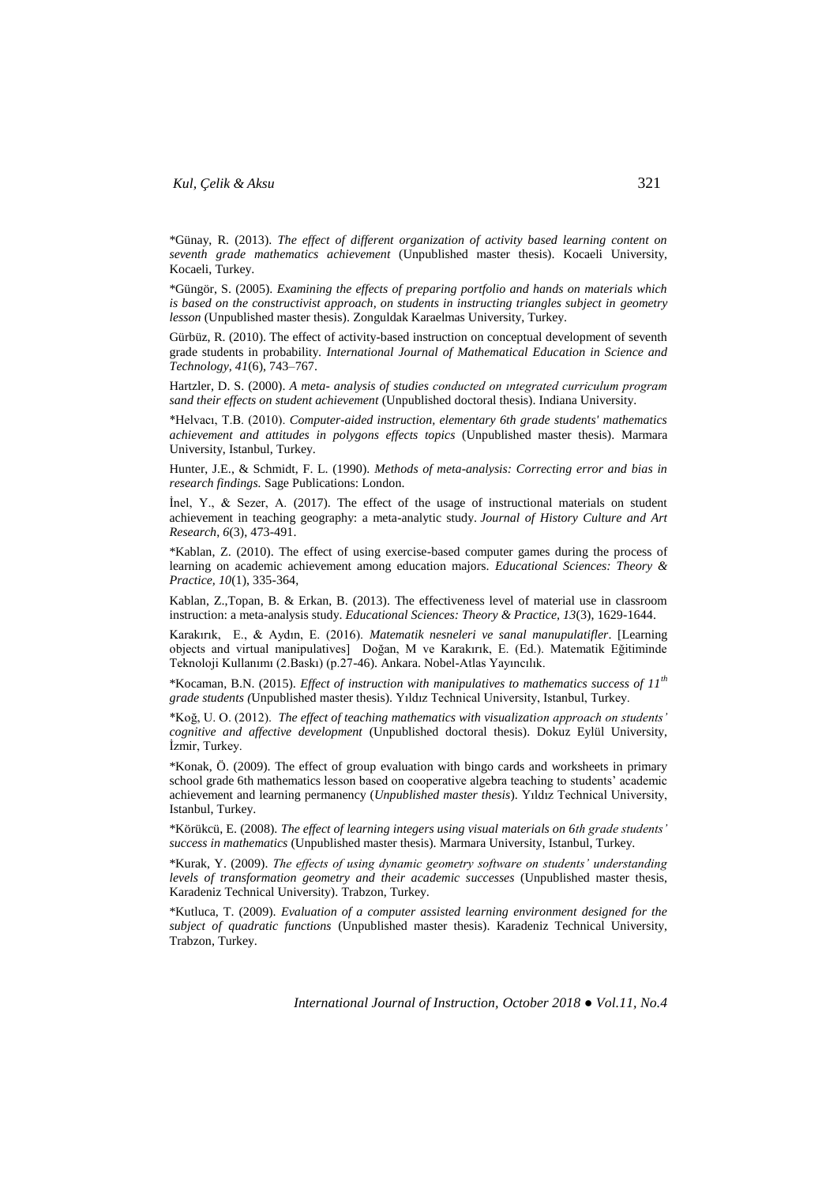*Günay, R. (2013). *The effect of different organization of activity based learning content on seventh grade mathematics achievement* (Unpublished master thesis). Kocaeli University, Kocaeli, Turkey.

*Güngör, S. (2005). *Examining the effects of preparing portfolio and hands on materials which is based on the constructivist approach, on students in instructing triangles subject in geometry lesson* (Unpublished master thesis). Zonguldak Karaelmas University, Turkey.

Gürbüz, R. (2010). The effect of activity-based instruction on conceptual development of seventh grade students in probability. *International Journal of Mathematical Education in Science and Technology, 41*(6), 743–767.

Hartzler, D. S. (2000). *A meta- analysis of studies conducted on ıntegrated curriculum program sand their effects on student achievement* (Unpublished doctoral thesis). Indiana University.

*Helvacı, T.B. (2010). *Computer-aided instruction, elementary 6th grade students' mathematics achievement and attitudes in polygons effects topics* (Unpublished master thesis). Marmara University, Istanbul, Turkey.

Hunter, J.E., & Schmidt, F. L. (1990). *Methods of meta-analysis: Correcting error and bias in research findings.* Sage Publications: London.

İnel, Y., & Sezer, A. (2017). The effect of the usage of instructional materials on student achievement in teaching geography: a meta-analytic study. *Journal of History Culture and Art Research, 6*(3), 473-491.

*Kablan, Z. (2010). The effect of using exercise-based computer games during the process of learning on academic achievement among education majors. *Educational Sciences: Theory & Practice, 10*(1), 335-364,

Kablan, Z.,Topan, B. & Erkan, B. (2013). The effectiveness level of material use in classroom instruction: a meta-analysis study. *Educational Sciences: Theory & Practice, 13*(3), 1629-1644.

Karakırık, E., & Aydın, E. (2016). *Matematik nesneleri ve sanal manupulatifler*. [Learning objects and virtual manipulatives] Doğan, M ve Karakırık, E. (Ed.). Matematik Eğitiminde Teknoloji Kullanımı (2.Baskı) (p.27-46). Ankara. Nobel-Atlas Yayıncılık.

*Kocaman, B.N. (2015). *Effect of instruction with manipulatives to mathematics success of 11th grade students (*Unpublished master thesis). Yıldız Technical University, Istanbul, Turkey.

*Koğ, U. O. (2012). *The effect of teaching mathematics with visualization approach on students' cognitive and affective development* (Unpublished doctoral thesis). Dokuz Eylül University, İzmir, Turkey.

*Konak, Ö. (2009). The effect of group evaluation with bingo cards and worksheets in primary school grade 6th mathematics lesson based on cooperative algebra teaching to students' academic achievement and learning permanency (*Unpublished master thesis*). Yıldız Technical University, Istanbul, Turkey.

*Körükcü, E. (2008). *The effect of learning integers using visual materials on 6th grade students' success in mathematics* (Unpublished master thesis). Marmara University, Istanbul, Turkey.

*Kurak, Y. (2009). *The effects of using dynamic geometry software on students' understanding levels of transformation geometry and their academic successes* (Unpublished master thesis, Karadeniz Technical University). Trabzon, Turkey.

*Kutluca, T. (2009). *Evaluation of a computer assisted learning environment designed for the subject of quadratic functions* (Unpublished master thesis). Karadeniz Technical University, Trabzon, Turkey.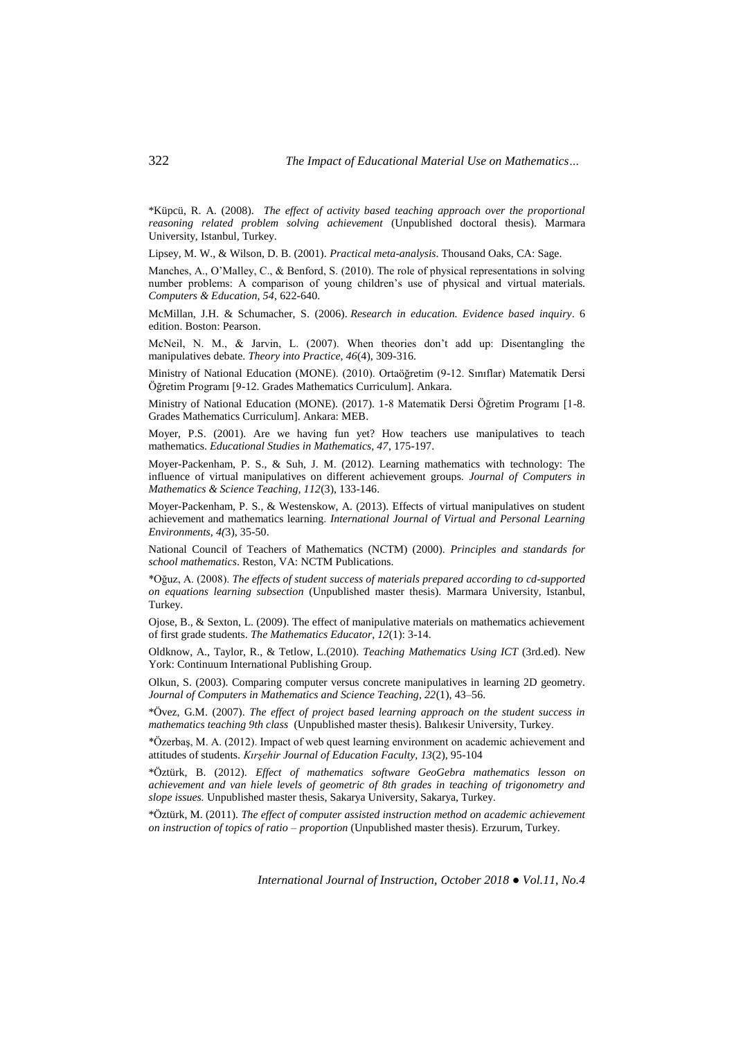*Küpcü, R. A. (2008). *The effect of activity based teaching approach over the proportional reasoning related problem solving achievement* (Unpublished doctoral thesis). Marmara University, Istanbul, Turkey.

Lipsey, M. W., & Wilson, D. B. (2001). *Practical meta-analysis*. Thousand Oaks, CA: Sage.

Manches, A., O'Malley, C., & Benford, S. (2010). The role of physical representations in solving number problems: A comparison of young children's use of physical and virtual materials. *Computers & Education, 54*, 622-640.

McMillan, J.H. & Schumacher, S. (2006). *Research in education. Evidence based inquiry*. 6 edition. Boston: Pearson.

McNeil, N. M., & Jarvin, L. (2007). When theories don't add up: Disentangling the manipulatives debate. *Theory into Practice, 46*(4), 309-316.

Ministry of National Education (MONE). (2010). Ortaöğretim (9-12. Sınıflar) Matematik Dersi Öğretim Programı [9-12. Grades Mathematics Curriculum]. Ankara.

Ministry of National Education (MONE). (2017). 1-8 Matematik Dersi Öğretim Programı [1-8. Grades Mathematics Curriculum]. Ankara: MEB.

Moyer, P.S. (2001). Are we having fun yet? How teachers use manipulatives to teach mathematics. *Educational Studies in Mathematics, 47*, 175-197.

Moyer-Packenham, P. S., & Suh, J. M. (2012). Learning mathematics with technology: The influence of virtual manipulatives on different achievement groups. *Journal of Computers in Mathematics & Science Teaching, 112*(3), 133-146.

Moyer-Packenham, P. S., & Westenskow, A. (2013). Effects of virtual manipulatives on student achievement and mathematics learning. *International Journal of Virtual and Personal Learning Environments, 4(*3), 35-50.

National Council of Teachers of Mathematics (NCTM) (2000). *Principles and standards for school mathematics*. Reston, VA: NCTM Publications.

*Oğuz, A. (2008). *The effects of student success of materials prepared according to cd-supported on equations learning subsection* (Unpublished master thesis). Marmara University, Istanbul, Turkey.

Ojose, B., & Sexton, L. (2009). The effect of manipulative materials on mathematics achievement of first grade students. *The Mathematics Educator, 12*(1): 3-14.

Oldknow, A., Taylor, R., & Tetlow, L.(2010). *Teaching Mathematics Using ICT* (3rd.ed). New York: Continuum International Publishing Group.

Olkun, S. (2003). Comparing computer versus concrete manipulatives in learning 2D geometry. *Journal of Computers in Mathematics and Science Teaching, 22*(1), 43–56.

*Övez, G.M. (2007). *The effect of project based learning approach on the student success in mathematics teaching 9th class* (Unpublished master thesis). Balıkesir University, Turkey.

*Özerbaş, M. A. (2012). Impact of web quest learning environment on academic achievement and attitudes of students. *Kırşehir Journal of Education Faculty, 13*(2), 95-104

*Öztürk, B. (2012). *Effect of mathematics software GeoGebra mathematics lesson on achievement and van hiele levels of geometric of 8th grades in teaching of trigonometry and slope issues.* Unpublished master thesis, Sakarya University, Sakarya, Turkey.

*Öztürk, M. (2011). *The effect of computer assisted instruction method on academic achievement on instruction of topics of ratio – proportion* (Unpublished master thesis). Erzurum, Turkey.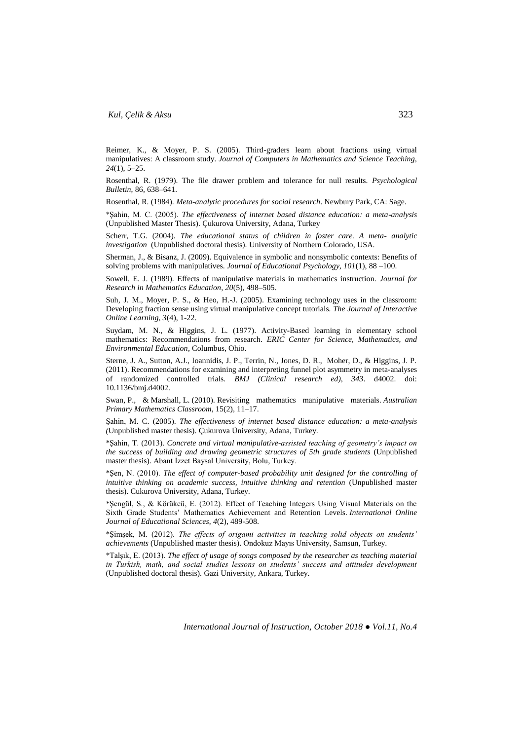Reimer, K., & Moyer, P. S. (2005). Third-graders learn about fractions using virtual manipulatives: A classroom study. *Journal of Computers in Mathematics and Science Teaching, 24*(1), 5–25.

Rosenthal, R. (1979). The file drawer problem and tolerance for null results. *Psychological Bulletin*, 86, 638–641.

Rosenthal, R. (1984). *Meta-analytic procedures for social research*. Newbury Park, CA: Sage.

*Şahin, M. C. (2005). *The effectiveness of internet based distance education: a meta-analysis* (Unpublished Master Thesis). Çukurova University, Adana, Turkey

Scherr, T.G. (2004). *The educational status of children in foster care. A meta- analytic investigation* (Unpublished doctoral thesis). University of Northern Colorado, USA.

Sherman, J., & Bisanz, J. (2009). Equivalence in symbolic and nonsymbolic contexts: Benefits of solving problems with manipulatives. *Journal of Educational Psychology, 101*(1), 88 –100.

Sowell, E. J. (1989). Effects of manipulative materials in mathematics instruction. *Journal for Research in Mathematics Education, 20*(5), 498–505.

Suh, J. M., Moyer, P. S., & Heo, H.-J. (2005). Examining technology uses in the classroom: Developing fraction sense using virtual manipulative concept tutorials. *The Journal of Interactive Online Learning, 3*(4), 1-22.

Suydam, M. N., & Higgins, J. L. (1977). Activity-Based learning in elementary school mathematics: Recommendations from research. *ERIC Center for Science, Mathematics, and Environmental Education*, Columbus, Ohio.

Sterne, J. A., Sutton, A.J., Ioannidis, J. P., Terrin, N., Jones, D. R., Moher, D., & Higgins, J. P. (2011). Recommendations for examining and interpreting funnel plot asymmetry in meta-analyses of randomized controlled trials. *BMJ (Clinical research ed), 343*. d4002. doi: 10.1136/bmj.d4002.

Swan, P., & Marshall, L. (2010). Revisiting mathematics manipulative materials. *Australian Primary Mathematics Classroom*, 15(2), 11–17.

Şahin, M. C. (2005). *The effectiveness of internet based distance education: a meta-analysis (*Unpublished master thesis). Çukurova Üniversity, Adana, Turkey.

*Şahin, T. (2013). *Concrete and virtual manipulative-assisted teaching of geometry's impact on the success of building and drawing geometric structures of 5th grade students* (Unpublished master thesis). Abant İzzet Baysal University, Bolu, Turkey.

*Şen, N. (2010). *The effect of computer-based probability unit designed for the controlling of intuitive thinking on academic success, intuitive thinking and retention* (Unpublished master thesis). Cukurova University, Adana, Turkey.

*Şengül, S., & Körükcü, E. (2012). Effect of Teaching Integers Using Visual Materials on the Sixth Grade Students' Mathematics Achievement and Retention Levels. *International Online Journal of Educational Sciences, 4*(2), 489-508.

*Şimşek, M. (2012). *The effects of origami activities in teaching solid objects on students' achievements* (Unpublished master thesis). Ondokuz Mayıs University, Samsun, Turkey.

*Talşık, E. (2013). *The effect of usage of songs composed by the researcher as teaching material in Turkish, math, and social studies lessons on students' success and attitudes development* (Unpublished doctoral thesis). Gazi University, Ankara, Turkey.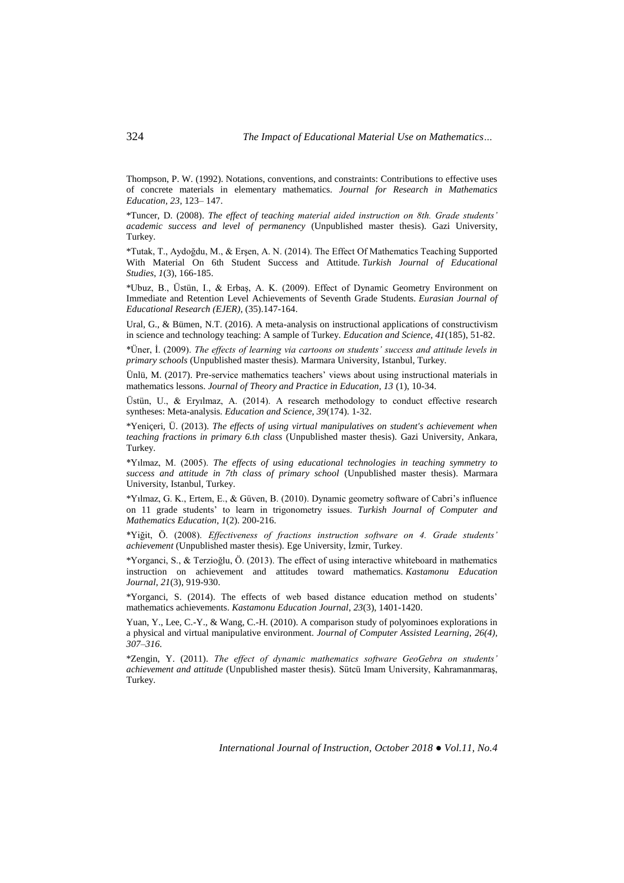Thompson, P. W. (1992). Notations, conventions, and constraints: Contributions to effective uses of concrete materials in elementary mathematics. *Journal for Research in Mathematics Education, 23*, 123– 147.

*Tuncer, D. (2008). *The effect of teaching material aided instruction on 8th. Grade students' academic success and level of permanency* (Unpublished master thesis). Gazi University, Turkey.

*Tutak, T., Aydoğdu, M., & Erşen, A. N. (2014). The Effect Of Mathematics Teaching Supported With Material On 6th Student Success and Attitude. *Turkish Journal of Educational Studies*, *1*(3), 166-185.

*Ubuz, B., Üstün, I., & Erbaş, A. K. (2009). Effect of Dynamic Geometry Environment on Immediate and Retention Level Achievements of Seventh Grade Students. *Eurasian Journal of Educational Research (EJER)*, (35).147-164.

Ural, G., & Bümen, N.T. (2016). A meta-analysis on instructional applications of constructivism in science and technology teaching: A sample of Turkey. *Education and Science, 41*(185), 51-82.

*Üner, İ. (2009). *The effects of learning via cartoons on students' success and attitude levels in primary schools* (Unpublished master thesis). Marmara University, Istanbul, Turkey.

Ünlü, M. (2017). Pre-service mathematics teachers' views about using instructional materials in mathematics lessons. *Journal of Theory and Practice in Education, 13* (1), 10-34.

Üstün, U., & Eryılmaz, A. (2014). A research methodology to conduct effective research syntheses: Meta-analysis. *Education and Science, 39*(174). 1-32.

*Yeniçeri, Ü. (2013). *The effects of using virtual manipulatives on student's achievement when teaching fractions in primary 6.th class* (Unpublished master thesis). Gazi University, Ankara, Turkey.

*Yılmaz, M. (2005). *The effects of using educational technologies in teaching symmetry to success and attitude in 7th class of primary school* (Unpublished master thesis). Marmara University, Istanbul, Turkey.

*Yılmaz, G. K., Ertem, E., & Güven, B. (2010). Dynamic geometry software of Cabri's influence on 11 grade students' to learn in trigonometry issues. *Turkish Journal of Computer and Mathematics Education*, *1*(2). 200-216.

*Yiğit, Ö. (2008). *Effectiveness of fractions instruction software on 4. Grade students' achievement* (Unpublished master thesis). Ege University, İzmir, Turkey.

*Yorganci, S., & Terzioğlu, Ö. (2013). The effect of using interactive whiteboard in mathematics instruction on achievement and attitudes toward mathematics. *Kastamonu Education Journal, 21*(3), 919-930.

*Yorganci, S. (2014). The effects of web based distance education method on students' mathematics achievements. *Kastamonu Education Journal*, *23*(3), 1401-1420.

Yuan, Y., Lee, C.-Y., & Wang, C.-H. (2010). A comparison study of polyominoes explorations in a physical and virtual manipulative environment. *Journal of Computer Assisted Learning, 26(4), 307–316.*

*Zengin, Y. (2011). *The effect of dynamic mathematics software GeoGebra on students' achievement and attitude* (Unpublished master thesis). Sütcü Imam University, Kahramanmaraş, Turkey.